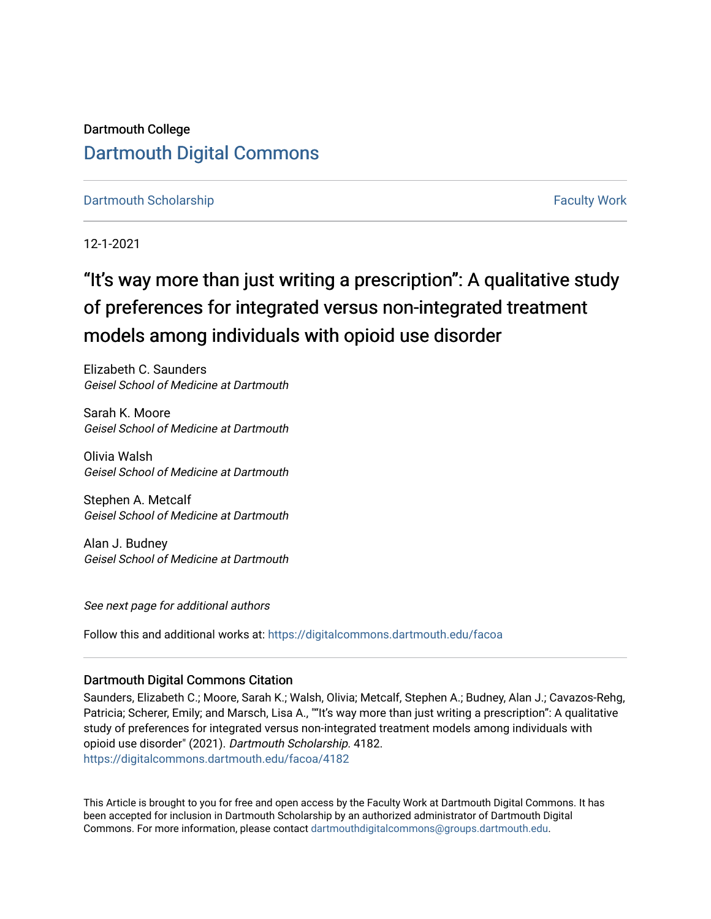Dartmouth College

# Dartmouth Digital Commons

Dartmouth Scholarship

Faculty Work

12-1-2021

# "It's way more than just writing a prescription": A qualitative study of preferences for integrated versus non-integrated treatment models among individuals with opioid use disorder

Elizabeth C. Saunders
*Geisel School of Medicine at Dartmouth*

Sarah K. Moore
*Geisel School of Medicine at Dartmouth*

Olivia Walsh
*Geisel School of Medicine at Dartmouth*

Stephen A. Metcalf
*Geisel School of Medicine at Dartmouth*

Alan J. Budney
*Geisel School of Medicine at Dartmouth*

*See next page for additional authors*

Follow this and additional works at: https://digitalcommons.dartmouth.edu/facoa

## Dartmouth Digital Commons Citation

Saunders, Elizabeth C.; Moore, Sarah K.; Walsh, Olivia; Metcalf, Stephen A.; Budney, Alan J.; Cavazos-Rehg, Patricia; Scherer, Emily; and Marsch, Lisa A., ""It's way more than just writing a prescription": A qualitative study of preferences for integrated versus non-integrated treatment models among individuals with opioid use disorder" (2021). *Dartmouth Scholarship*. 4182.
https://digitalcommons.dartmouth.edu/facoa/4182

This Article is brought to you for free and open access by the Faculty Work at Dartmouth Digital Commons. It has been accepted for inclusion in Dartmouth Scholarship by an authorized administrator of Dartmouth Digital Commons. For more information, please contact dartmouthdigitalcommons@groups.dartmouth.edu.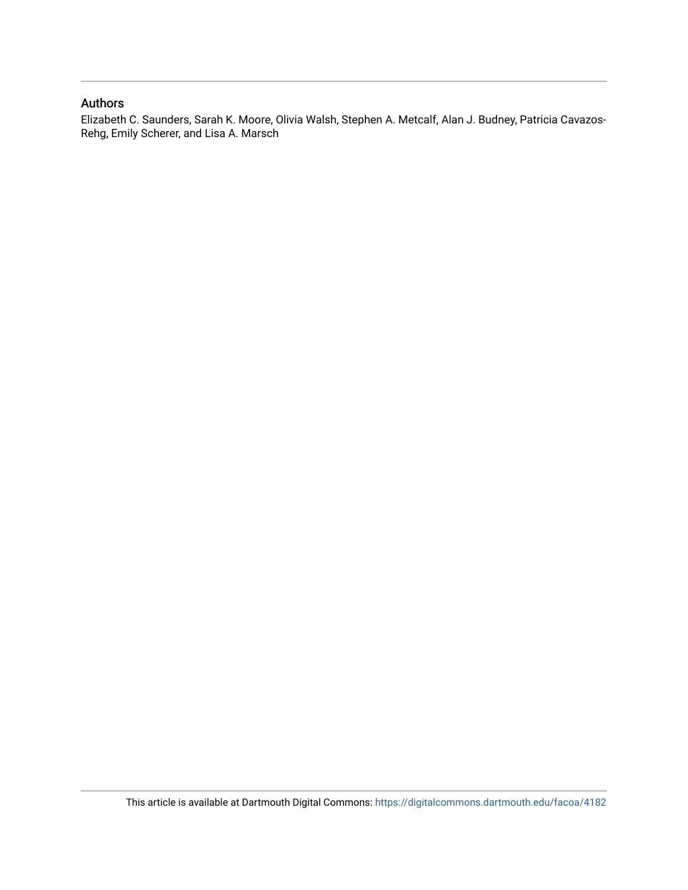## Authors

Elizabeth C. Saunders, Sarah K. Moore, Olivia Walsh, Stephen A. Metcalf, Alan J. Budney, Patricia Cavazos-Rehg, Emily Scherer, and Lisa A. Marsch

This article is available at Dartmouth Digital Commons: https://digitalcommons.dartmouth.edu/facoa/4182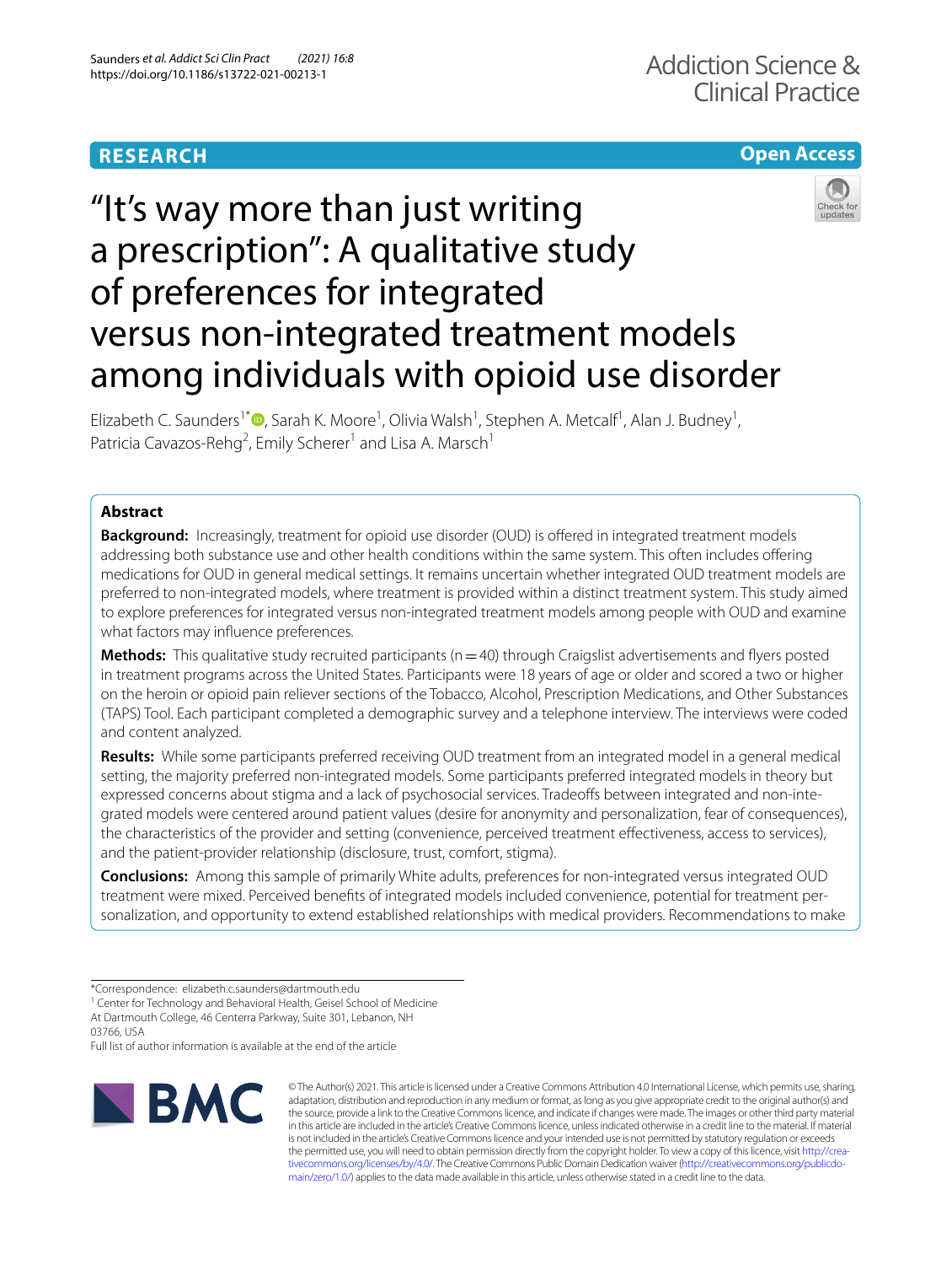# "It's way more than just writing a prescription": A qualitative study of preferences for integrated versus non-integrated treatment models among individuals with opioid use disorder

Elizabeth C. Saunders[1*], Sarah K. Moore[1], Olivia Walsh[1], Stephen A. Metcalf[1], Alan J. Budney[1], Patricia Cavazos-Rehg[2], Emily Scherer[1] and Lisa A. Marsch[1]

## Abstract

**Background:** Increasingly, treatment for opioid use disorder (OUD) is offered in integrated treatment models addressing both substance use and other health conditions within the same system. This often includes offering medications for OUD in general medical settings. It remains uncertain whether integrated OUD treatment models are preferred to non-integrated models, where treatment is provided within a distinct treatment system. This study aimed to explore preferences for integrated versus non-integrated treatment models among people with OUD and examine what factors may influence preferences.

**Methods:** This qualitative study recruited participants (n = 40) through Craigslist advertisements and flyers posted in treatment programs across the United States. Participants were 18 years of age or older and scored a two or higher on the heroin or opioid pain reliever sections of the Tobacco, Alcohol, Prescription Medications, and Other Substances (TAPS) Tool. Each participant completed a demographic survey and a telephone interview. The interviews were coded and content analyzed.

**Results:** While some participants preferred receiving OUD treatment from an integrated model in a general medical setting, the majority preferred non-integrated models. Some participants preferred integrated models in theory but expressed concerns about stigma and a lack of psychosocial services. Tradeoffs between integrated and non-integrated models were centered around patient values (desire for anonymity and personalization, fear of consequences), the characteristics of the provider and setting (convenience, perceived treatment effectiveness, access to services), and the patient-provider relationship (disclosure, trust, comfort, stigma).

**Conclusions:** Among this sample of primarily White adults, preferences for non-integrated versus integrated OUD treatment were mixed. Perceived benefits of integrated models included convenience, potential for treatment personalization, and opportunity to extend established relationships with medical providers. Recommendations to make

*Correspondence: elizabeth.c.saunders@dartmouth.edu
[1] Center for Technology and Behavioral Health, Geisel School of Medicine At Dartmouth College, 46 Centerra Parkway, Suite 301, Lebanon, NH 03766, USA
Full list of author information is available at the end of the article

© The Author(s) 2021. This article is licensed under a Creative Commons Attribution 4.0 International License, which permits use, sharing, adaptation, distribution and reproduction in any medium or format, as long as you give appropriate credit to the original author(s) and the source, provide a link to the Creative Commons licence, and indicate if changes were made. The images or other third party material in this article are included in the article's Creative Commons licence, unless indicated otherwise in a credit line to the material. If material is not included in the article's Creative Commons licence and your intended use is not permitted by statutory regulation or exceeds the permitted use, you will need to obtain permission directly from the copyright holder. To view a copy of this licence, visit http://creativecommons.org/licenses/by/4.0/. The Creative Commons Public Domain Dedication waiver (http://creativecommons.org/publicdomain/zero/1.0/) applies to the data made available in this article, unless otherwise stated in a credit line to the data.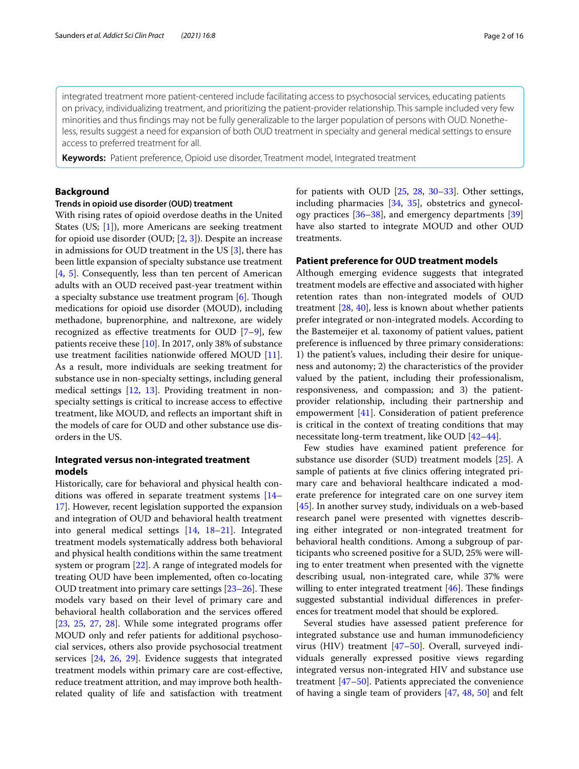integrated treatment more patient-centered include facilitating access to psychosocial services, educating patients on privacy, individualizing treatment, and prioritizing the patient-provider relationship. This sample included very few minorities and thus findings may not be fully generalizable to the larger population of persons with OUD. Nonetheless, results suggest a need for expansion of both OUD treatment in specialty and general medical settings to ensure access to preferred treatment for all.

**Keywords:** Patient preference, Opioid use disorder, Treatment model, Integrated treatment

## Background

### Trends in opioid use disorder (OUD) treatment

With rising rates of opioid overdose deaths in the United States (US; [1]), more Americans are seeking treatment for opioid use disorder (OUD; [2, 3]). Despite an increase in admissions for OUD treatment in the US [3], there has been little expansion of specialty substance use treatment [4, 5]. Consequently, less than ten percent of American adults with an OUD received past-year treatment within a specialty substance use treatment program [6]. Though medications for opioid use disorder (MOUD), including methadone, buprenorphine, and naltrexone, are widely recognized as effective treatments for OUD [7–9], few patients receive these [10]. In 2017, only 38% of substance use treatment facilities nationwide offered MOUD [11]. As a result, more individuals are seeking treatment for substance use in non-specialty settings, including general medical settings [12, 13]. Providing treatment in non-specialty settings is critical to increase access to effective treatment, like MOUD, and reflects an important shift in the models of care for OUD and other substance use disorders in the US.

### Integrated versus non-integrated treatment models

Historically, care for behavioral and physical health conditions was offered in separate treatment systems [14–17]. However, recent legislation supported the expansion and integration of OUD and behavioral health treatment into general medical settings [14, 18–21]. Integrated treatment models systematically address both behavioral and physical health conditions within the same treatment system or program [22]. A range of integrated models for treating OUD have been implemented, often co-locating OUD treatment into primary care settings [23–26]. These models vary based on their level of primary care and behavioral health collaboration and the services offered [23, 25, 27, 28]. While some integrated programs offer MOUD only and refer patients for additional psychosocial services, others also provide psychosocial treatment services [24, 26, 29]. Evidence suggests that integrated treatment models within primary care are cost-effective, reduce treatment attrition, and may improve both health-related quality of life and satisfaction with treatment for patients with OUD [25, 28, 30–33]. Other settings, including pharmacies [34, 35], obstetrics and gynecology practices [36–38], and emergency departments [39] have also started to integrate MOUD and other OUD treatments.

### Patient preference for OUD treatment models

Although emerging evidence suggests that integrated treatment models are effective and associated with higher retention rates than non-integrated models of OUD treatment [28, 40], less is known about whether patients prefer integrated or non-integrated models. According to the Bastemeijer et al. taxonomy of patient values, patient preference is influenced by three primary considerations: 1) the patient's values, including their desire for uniqueness and autonomy; 2) the characteristics of the provider valued by the patient, including their professionalism, responsiveness, and compassion; and 3) the patient-provider relationship, including their partnership and empowerment [41]. Consideration of patient preference is critical in the context of treating conditions that may necessitate long-term treatment, like OUD [42–44].

Few studies have examined patient preference for substance use disorder (SUD) treatment models [25]. A sample of patients at five clinics offering integrated primary care and behavioral healthcare indicated a moderate preference for integrated care on one survey item [45]. In another survey study, individuals on a web-based research panel were presented with vignettes describing either integrated or non-integrated treatment for behavioral health conditions. Among a subgroup of participants who screened positive for a SUD, 25% were willing to enter treatment when presented with the vignette describing usual, non-integrated care, while 37% were willing to enter integrated treatment [46]. These findings suggested substantial individual differences in preferences for treatment model that should be explored.

Several studies have assessed patient preference for integrated substance use and human immunodeficiency virus (HIV) treatment [47–50]. Overall, surveyed individuals generally expressed positive views regarding integrated versus non-integrated HIV and substance use treatment [47–50]. Patients appreciated the convenience of having a single team of providers [47, 48, 50] and felt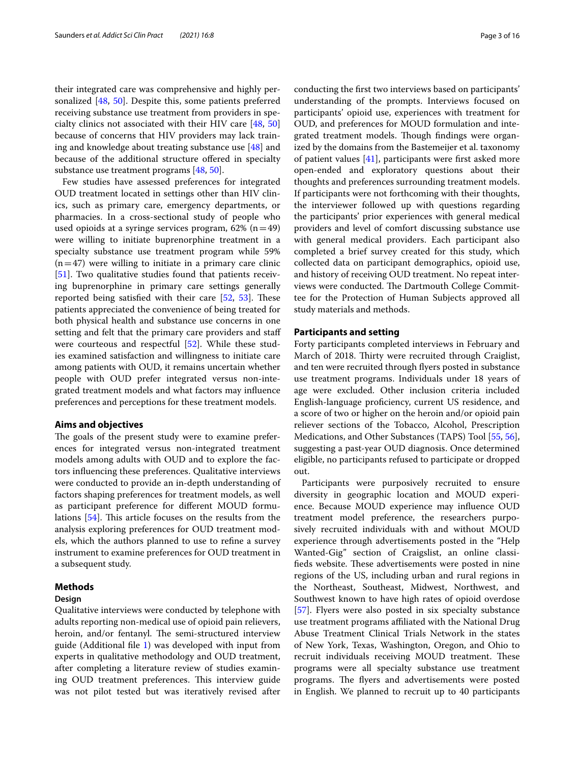their integrated care was comprehensive and highly personalized [48, 50]. Despite this, some patients preferred receiving substance use treatment from providers in specialty clinics not associated with their HIV care [48, 50] because of concerns that HIV providers may lack training and knowledge about treating substance use [48] and because of the additional structure offered in specialty substance use treatment programs [48, 50].

Few studies have assessed preferences for integrated OUD treatment located in settings other than HIV clinics, such as primary care, emergency departments, or pharmacies. In a cross-sectional study of people who used opioids at a syringe services program, 62% (n = 49) were willing to initiate buprenorphine treatment in a specialty substance use treatment program while 59% (n = 47) were willing to initiate in a primary care clinic [51]. Two qualitative studies found that patients receiving buprenorphine in primary care settings generally reported being satisfied with their care [52, 53]. These patients appreciated the convenience of being treated for both physical health and substance use concerns in one setting and felt that the primary care providers and staff were courteous and respectful [52]. While these studies examined satisfaction and willingness to initiate care among patients with OUD, it remains uncertain whether people with OUD prefer integrated versus non-integrated treatment models and what factors may influence preferences and perceptions for these treatment models.

## Aims and objectives

The goals of the present study were to examine preferences for integrated versus non-integrated treatment models among adults with OUD and to explore the factors influencing these preferences. Qualitative interviews were conducted to provide an in-depth understanding of factors shaping preferences for treatment models, as well as participant preference for different MOUD formulations [54]. This article focuses on the results from the analysis exploring preferences for OUD treatment models, which the authors planned to use to refine a survey instrument to examine preferences for OUD treatment in a subsequent study.

## Methods

### Design

Qualitative interviews were conducted by telephone with adults reporting non-medical use of opioid pain relievers, heroin, and/or fentanyl. The semi-structured interview guide (Additional file 1) was developed with input from experts in qualitative methodology and OUD treatment, after completing a literature review of studies examining OUD treatment preferences. This interview guide was not pilot tested but was iteratively revised after conducting the first two interviews based on participants' understanding of the prompts. Interviews focused on participants' opioid use, experiences with treatment for OUD, and preferences for MOUD formulation and integrated treatment models. Though findings were organized by the domains from the Bastemeijer et al. taxonomy of patient values [41], participants were first asked more open-ended and exploratory questions about their thoughts and preferences surrounding treatment models. If participants were not forthcoming with their thoughts, the interviewer followed up with questions regarding the participants' prior experiences with general medical providers and level of comfort discussing substance use with general medical providers. Each participant also completed a brief survey created for this study, which collected data on participant demographics, opioid use, and history of receiving OUD treatment. No repeat interviews were conducted. The Dartmouth College Committee for the Protection of Human Subjects approved all study materials and methods.

### Participants and setting

Forty participants completed interviews in February and March of 2018. Thirty were recruited through Craiglist, and ten were recruited through flyers posted in substance use treatment programs. Individuals under 18 years of age were excluded. Other inclusion criteria included English-language proficiency, current US residence, and a score of two or higher on the heroin and/or opioid pain reliever sections of the Tobacco, Alcohol, Prescription Medications, and Other Substances (TAPS) Tool [55, 56], suggesting a past-year OUD diagnosis. Once determined eligible, no participants refused to participate or dropped out.

Participants were purposively recruited to ensure diversity in geographic location and MOUD experience. Because MOUD experience may influence OUD treatment model preference, the researchers purposively recruited individuals with and without MOUD experience through advertisements posted in the "Help Wanted-Gig" section of Craigslist, an online classifieds website. These advertisements were posted in nine regions of the US, including urban and rural regions in the Northeast, Southeast, Midwest, Northwest, and Southwest known to have high rates of opioid overdose [57]. Flyers were also posted in six specialty substance use treatment programs affiliated with the National Drug Abuse Treatment Clinical Trials Network in the states of New York, Texas, Washington, Oregon, and Ohio to recruit individuals receiving MOUD treatment. These programs were all specialty substance use treatment programs. The flyers and advertisements were posted in English. We planned to recruit up to 40 participants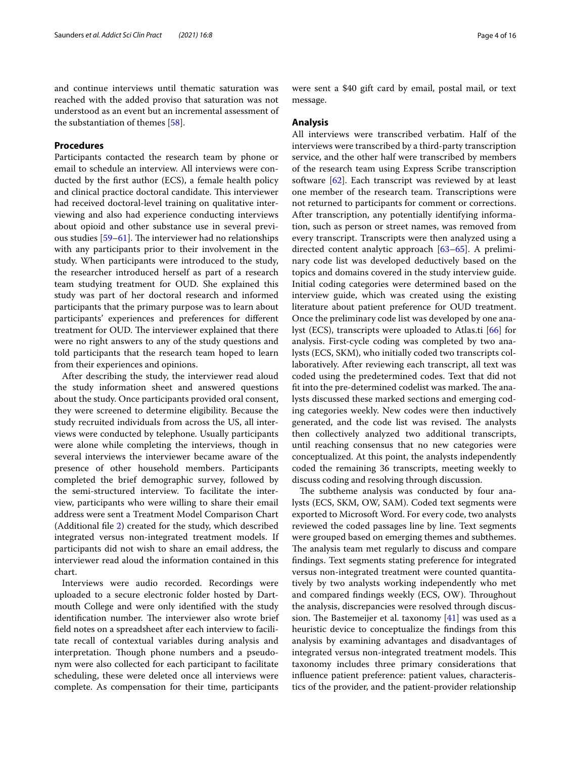and continue interviews until thematic saturation was reached with the added proviso that saturation was not understood as an event but an incremental assessment of the substantiation of themes [58].

### Procedures

Participants contacted the research team by phone or email to schedule an interview. All interviews were conducted by the first author (ECS), a female health policy and clinical practice doctoral candidate. This interviewer had received doctoral-level training on qualitative interviewing and also had experience conducting interviews about opioid and other substance use in several previous studies [59–61]. The interviewer had no relationships with any participants prior to their involvement in the study. When participants were introduced to the study, the researcher introduced herself as part of a research team studying treatment for OUD. She explained this study was part of her doctoral research and informed participants that the primary purpose was to learn about participants' experiences and preferences for different treatment for OUD. The interviewer explained that there were no right answers to any of the study questions and told participants that the research team hoped to learn from their experiences and opinions.

After describing the study, the interviewer read aloud the study information sheet and answered questions about the study. Once participants provided oral consent, they were screened to determine eligibility. Because the study recruited individuals from across the US, all interviews were conducted by telephone. Usually participants were alone while completing the interviews, though in several interviews the interviewer became aware of the presence of other household members. Participants completed the brief demographic survey, followed by the semi-structured interview. To facilitate the interview, participants who were willing to share their email address were sent a Treatment Model Comparison Chart (Additional file 2) created for the study, which described integrated versus non-integrated treatment models. If participants did not wish to share an email address, the interviewer read aloud the information contained in this chart.

Interviews were audio recorded. Recordings were uploaded to a secure electronic folder hosted by Dartmouth College and were only identified with the study identification number. The interviewer also wrote brief field notes on a spreadsheet after each interview to facilitate recall of contextual variables during analysis and interpretation. Though phone numbers and a pseudonym were also collected for each participant to facilitate scheduling, these were deleted once all interviews were complete. As compensation for their time, participants were sent a $40 gift card by email, postal mail, or text message.

### Analysis

All interviews were transcribed verbatim. Half of the interviews were transcribed by a third-party transcription service, and the other half were transcribed by members of the research team using Express Scribe transcription software [62]. Each transcript was reviewed by at least one member of the research team. Transcriptions were not returned to participants for comment or corrections. After transcription, any potentially identifying information, such as person or street names, was removed from every transcript. Transcripts were then analyzed using a directed content analytic approach [63–65]. A preliminary code list was developed deductively based on the topics and domains covered in the study interview guide. Initial coding categories were determined based on the interview guide, which was created using the existing literature about patient preference for OUD treatment. Once the preliminary code list was developed by one analyst (ECS), transcripts were uploaded to Atlas.ti [66] for analysis. First-cycle coding was completed by two analysts (ECS, SKM), who initially coded two transcripts collaboratively. After reviewing each transcript, all text was coded using the predetermined codes. Text that did not fit into the pre-determined codelist was marked. The analysts discussed these marked sections and emerging coding categories weekly. New codes were then inductively generated, and the code list was revised. The analysts then collectively analyzed two additional transcripts, until reaching consensus that no new categories were conceptualized. At this point, the analysts independently coded the remaining 36 transcripts, meeting weekly to discuss coding and resolving through discussion.

The subtheme analysis was conducted by four analysts (ECS, SKM, OW, SAM). Coded text segments were exported to Microsoft Word. For every code, two analysts reviewed the coded passages line by line. Text segments were grouped based on emerging themes and subthemes. The analysis team met regularly to discuss and compare findings. Text segments stating preference for integrated versus non-integrated treatment were counted quantitatively by two analysts working independently who met and compared findings weekly (ECS, OW). Throughout the analysis, discrepancies were resolved through discussion. The Bastemeijer et al. taxonomy [41] was used as a heuristic device to conceptualize the findings from this analysis by examining advantages and disadvantages of integrated versus non-integrated treatment models. This taxonomy includes three primary considerations that influence patient preference: patient values, characteristics of the provider, and the patient-provider relationship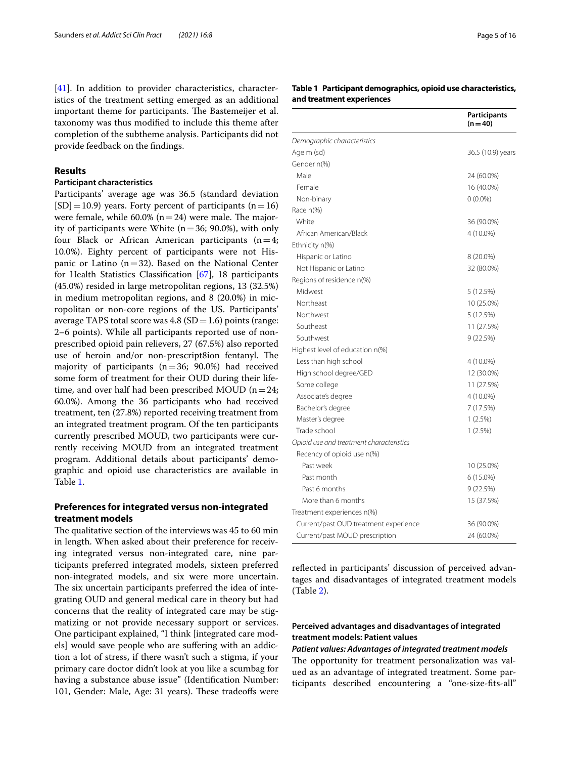[41]. In addition to provider characteristics, characteristics of the treatment setting emerged as an additional important theme for participants. The Bastemeijer et al. taxonomy was thus modified to include this theme after completion of the subtheme analysis. Participants did not provide feedback on the findings.

## Results

### Participant characteristics

Participants' average age was 36.5 (standard deviation [SD] = 10.9) years. Forty percent of participants (n = 16) were female, while 60.0% (n = 24) were male. The majority of participants were White (n = 36; 90.0%), with only four Black or African American participants (n = 4; 10.0%). Eighty percent of participants were not Hispanic or Latino (n = 32). Based on the National Center for Health Statistics Classification [67], 18 participants (45.0%) resided in large metropolitan regions, 13 (32.5%) in medium metropolitan regions, and 8 (20.0%) in micropolitan or non-core regions of the US. Participants' average TAPS total score was 4.8 (SD = 1.6) points (range: 2–6 points). While all participants reported use of non-prescribed opioid pain relievers, 27 (67.5%) also reported use of heroin and/or non-prescript8ion fentanyl. The majority of participants (n = 36; 90.0%) had received some form of treatment for their OUD during their lifetime, and over half had been prescribed MOUD (n = 24; 60.0%). Among the 36 participants who had received treatment, ten (27.8%) reported receiving treatment from an integrated treatment program. Of the ten participants currently prescribed MOUD, two participants were currently receiving MOUD from an integrated treatment program. Additional details about participants' demographic and opioid use characteristics are available in Table 1.

**Table 1 Participant demographics, opioid use characteristics, and treatment experiences**

| | Participants (n = 40) |
|---|---|
| *Demographic characteristics* | |
| Age m (sd) | 36.5 (10.9) years |
| Gender n(%) | |
| Male | 24 (60.0%) |
| Female | 16 (40.0%) |
| Non-binary | 0 (0.0%) |
| Race n(%) | |
| White | 36 (90.0%) |
| African American/Black | 4 (10.0%) |
| Ethnicity n(%) | |
| Hispanic or Latino | 8 (20.0%) |
| Not Hispanic or Latino | 32 (80.0%) |
| Regions of residence n(%) | |
| Midwest | 5 (12.5%) |
| Northeast | 10 (25.0%) |
| Northwest | 5 (12.5%) |
| Southeast | 11 (27.5%) |
| Southwest | 9 (22.5%) |
| Highest level of education n(%) | |
| Less than high school | 4 (10.0%) |
| High school degree/GED | 12 (30.0%) |
| Some college | 11 (27.5%) |
| Associate's degree | 4 (10.0%) |
| Bachelor's degree | 7 (17.5%) |
| Master's degree | 1 (2.5%) |
| Trade school | 1 (2.5%) |
| *Opioid use and treatment characteristics* | |
| Recency of opioid use n(%) | |
| Past week | 10 (25.0%) |
| Past month | 6 (15.0%) |
| Past 6 months | 9 (22.5%) |
| More than 6 months | 15 (37.5%) |
| Treatment experiences n(%) | |
| Current/past OUD treatment experience | 36 (90.0%) |
| Current/past MOUD prescription | 24 (60.0%) |

## Preferences for integrated versus non-integrated treatment models

The qualitative section of the interviews was 45 to 60 min in length. When asked about their preference for receiving integrated versus non-integrated care, nine participants preferred integrated models, sixteen preferred non-integrated models, and six were more uncertain. The six uncertain participants preferred the idea of integrating OUD and general medical care in theory but had concerns that the reality of integrated care may be stigmatizing or not provide necessary support or services. One participant explained, "I think [integrated care models] would save people who are suffering with an addiction a lot of stress, if there wasn't such a stigma, if your primary care doctor didn't look at you like a scumbag for having a substance abuse issue" (Identification Number: 101, Gender: Male, Age: 31 years). These tradeoffs were reflected in participants' discussion of perceived advantages and disadvantages of integrated treatment models (Table 2).

## Perceived advantages and disadvantages of integrated treatment models: Patient values

### *Patient values: Advantages of integrated treatment models*

The opportunity for treatment personalization was valued as an advantage of integrated treatment. Some participants described encountering a "one-size-fits-all"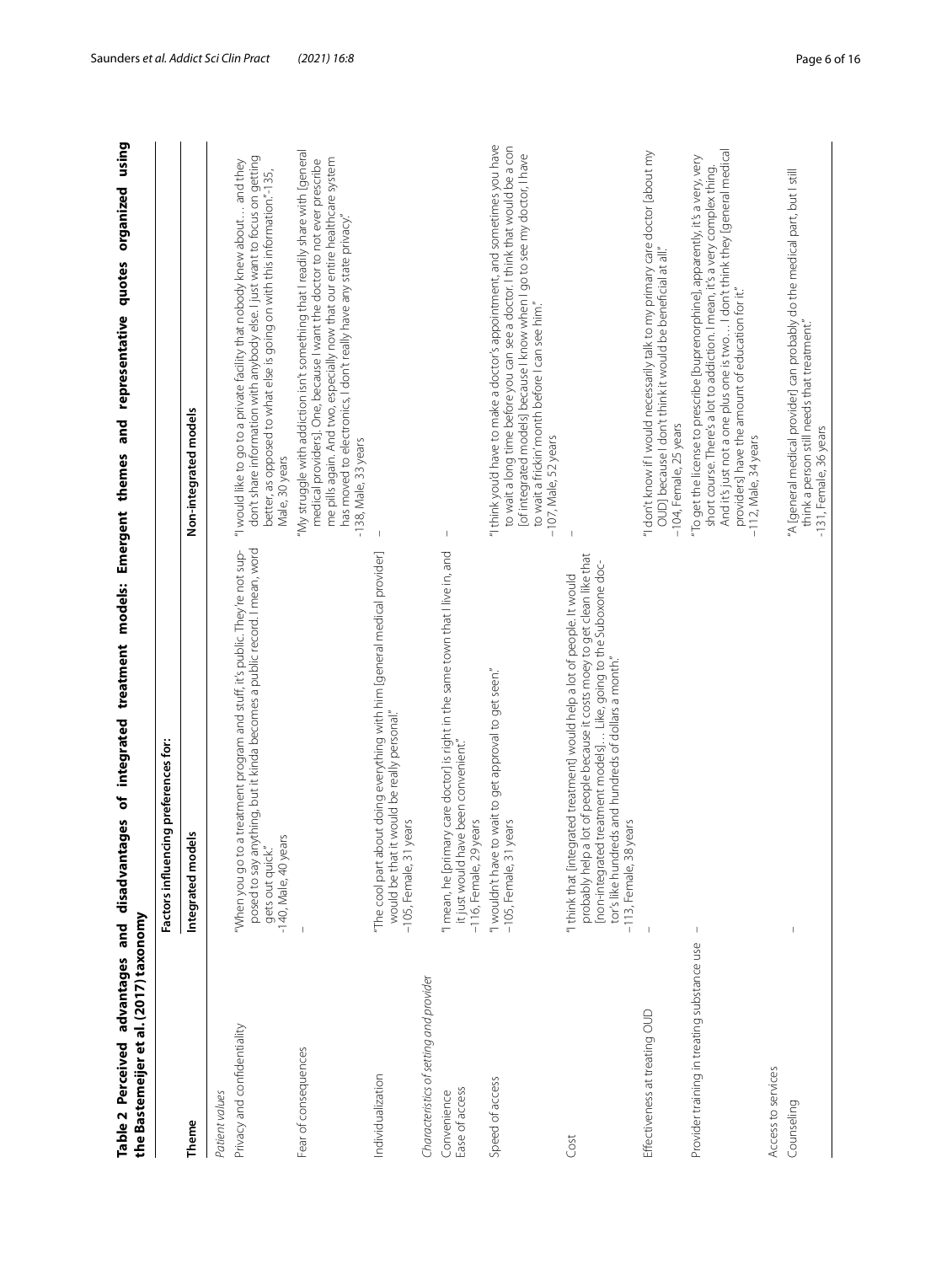**Table 2 Perceived advantages and disadvantages of integrated treatment models: Emergent themes and representative quotes organized using the Bastemeijer et al. (2017) taxonomy**

| Theme | Factors influencing preferences for: | |
|---|---|---|
| | Integrated models | Non-integrated models |
| *Patient values* | | |
| Privacy and confidentiality | "When you go to a treatment program and stuff, it's public. They're not supposed to say anything, but it kinda becomes a public record. I mean, word gets out quick." -140, Male, 40 years | "I would like to go to a private facility that nobody knew about… and they don't share information with anybody else. I just want to focus on getting better, as opposed to what else is going on with this information."-135, Male, 30 years |
| Fear of consequences | – | "My struggle with addiction isn't something that I readily share with [general medical providers]. One, because I want the doctor to not ever prescribe me pills again. And two, especially now that our entire healthcare system has moved to electronics, I don't really have any state privacy." -138, Male, 33 years |
| Individualization | "The cool part about doing everything with him [general medical provider] would be that it would be really personal." -105, Female, 31 years | – |
| *Characteristics of setting and provider* | | |
| Convenience<br>Ease of access | "I mean, he [primary care doctor] is right in the same town that I live in, and it just would have been convenient." -116, Female, 29 years | – |
| Speed of access | "I wouldn't have to wait to get approval to get seen." -105, Female, 31 years | "I think you'd have to make a doctor's appointment, and sometimes you have to wait a long time before you can see a doctor. I think that would be a con [of integrated models] because I know when I go to see my doctor, I have to wait a frickin' month before I can see him." -107, Male, 52 years |
| Cost | "I think that [integrated treatment] would help a lot of people. It would probably help a lot of people because it costs moey to get clean like that [non-integrated treatment models]… Like, going to the Suboxone doctor's like hundreds and hundreds of dollars a month." -113, Female, 38 years | – |
| Effectiveness at treating OUD | – | "I don't know if I would necessarily talk to my primary care doctor [about my OUD] because I don't think it would be beneficial at all." -104, Female, 25 years |
| Provider training in treating substance use | – | "To get the license to prescribe [buprenorphine], apparently, it's a very, very short course. There's a lot to addiction. I mean, it's a very complex thing. And it's just not a one plus one is two… I don't think they [general medical providers] have the amount of education for it." -112, Male, 34 years |
| Access to services | | |
| Counseling | – | "A [general medical provider] can probably do the medical part, but I still think a person still needs that treatment." -131, Female, 36 years |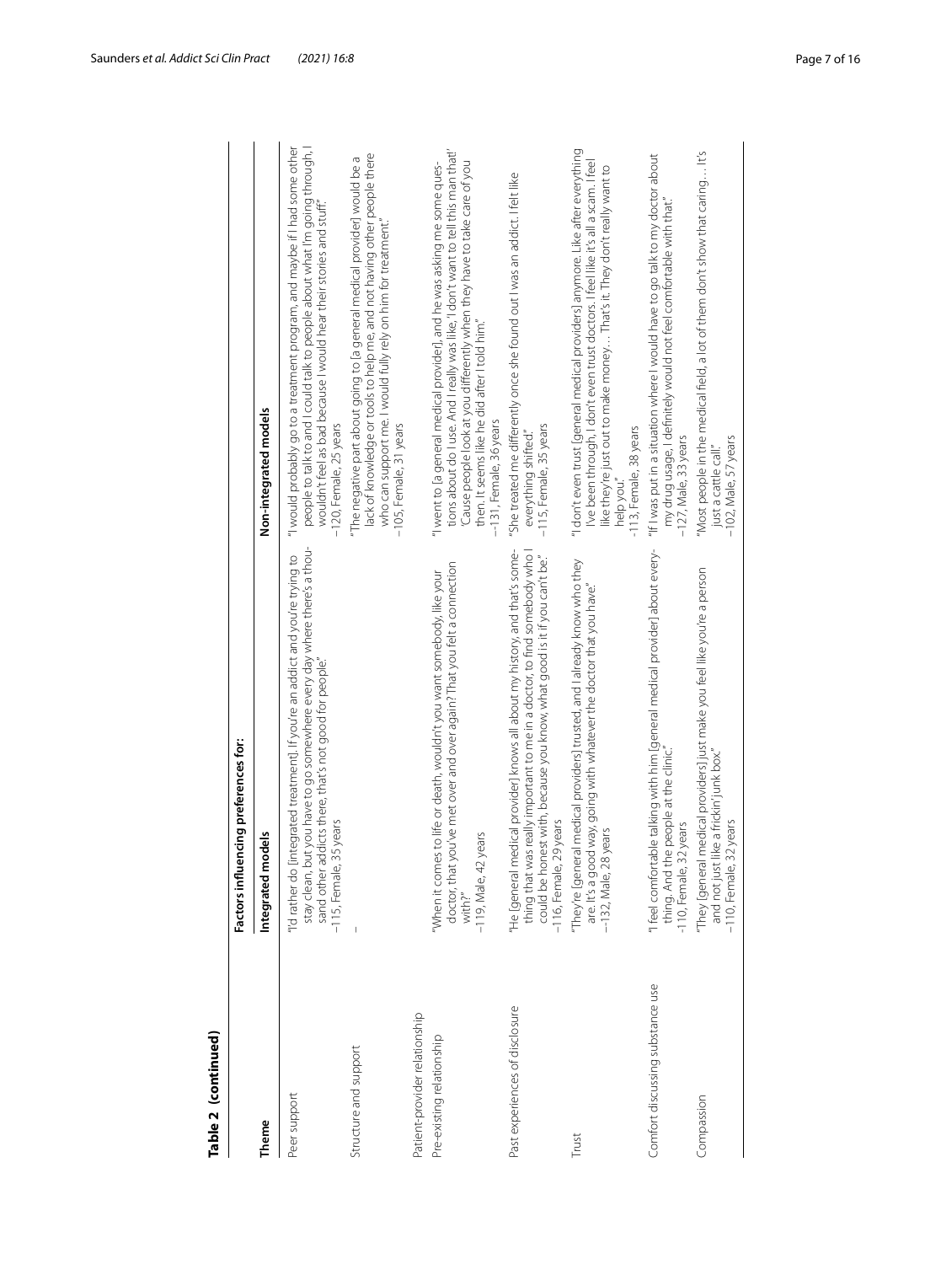**Table 2 (continued)**

| Theme | Factors influencing preferences for: | |
|---|---|---|
| | Integrated models | Non-integrated models |
| Peer support | "I'd rather do [integrated treatment]. If you're an addict and you're trying to stay clean, but you have to go somewhere every day where there's a thousand other addicts there, that's not good for people."<br>–115, Female, 35 years | "I would probably go to a treatment program, and maybe if I had some other people to talk to and I could talk to people about what I'm going through, I wouldn't feel as bad because I would hear their stories and stuff."<br>–120, Female, 25 years |
| Structure and support | – | "The negative part about going to [a general medical provider] would be a lack of knowledge or tools to help me, and not having other people there who can support me. I would fully rely on him for treatment."<br>–105, Female, 31 years |
| Patient-provider relationship | | |
| Pre-existing relationship | "When it comes to life or death, wouldn't you want somebody, like your doctor, that you've met over and over again? That you felt a connection with?"<br>–119, Male, 42 years | "I went to [a general medical provider], and he was asking me some questions about do I use. And I really was like, 'I don't want to tell this man that!' 'Cause people look at you differently when they have to take care of you then. It seems like he did after I told him."<br>–131, Female, 36 years |
| Past experiences of disclosure | "He [general medical provider] knows all about my history, and that's something that was really important to me in a doctor, to find somebody who I could be honest with, because you know, what good is it if you can't be."<br>–116, Female, 29 years | "She treated me differently once she found out I was an addict. I felt like everything shifted."<br>–115, Female, 35 years |
| Trust | "They're [general medical providers] trusted, and I already know who they are. It's a good way, going with whatever the doctor that you have."<br>–132, Male, 28 years | "I don't even trust [general medical providers] anymore. Like after everything I've been through, I don't even trust doctors. I feel like it's all a scam. I feel like they're just out to make money… That's it. They don't really want to help you."<br>-113, Female, 38 years |
| Comfort discussing substance use | "I feel comfortable talking with him [general medical provider] about everything. And the people at the clinic."<br>-110, Female, 32 years | "If I was put in a situation where I would have to go talk to my doctor about my drug usage, I definitely would not feel comfortable with that."<br>–127, Male, 33 years |
| Compassion | "They [general medical providers] just make you feel like you're a person and not just like a frickin' junk box."<br>–110, Female, 32 years | "Most people in the medical field, a lot of them don't show that caring… It's just a cattle call."<br>–102, Male, 57 years |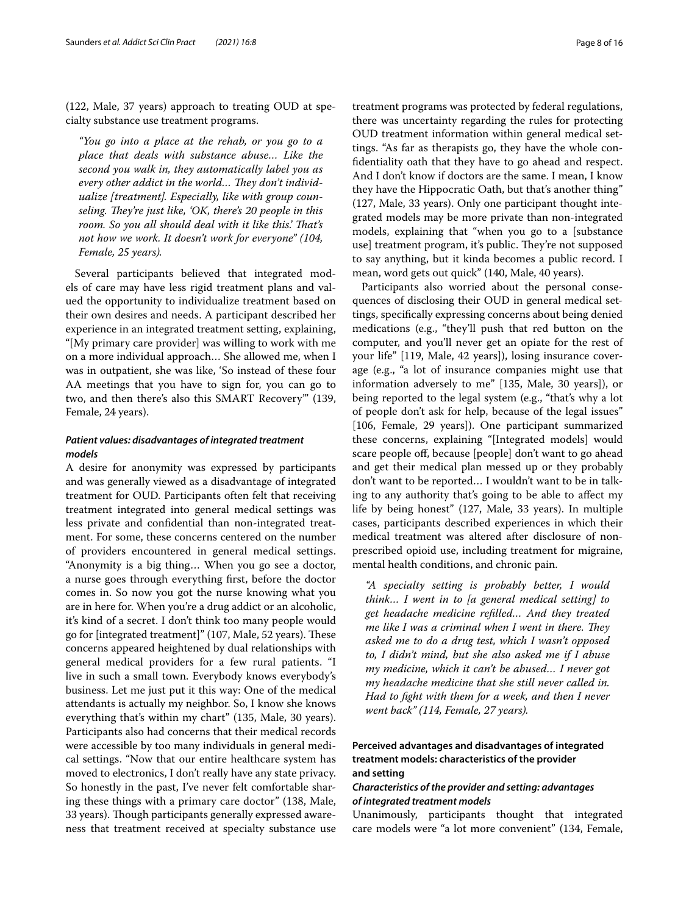(122, Male, 37 years) approach to treating OUD at specialty substance use treatment programs.

> *"You go into a place at the rehab, or you go to a place that deals with substance abuse... Like the second you walk in, they automatically label you as every other addict in the world... They don't individualize [treatment]. Especially, like with group counseling. They're just like, 'OK, there's 20 people in this room. So you all should deal with it like this.' That's not how we work. It doesn't work for everyone" (104, Female, 25 years).*

Several participants believed that integrated models of care may have less rigid treatment plans and valued the opportunity to individualize treatment based on their own desires and needs. A participant described her experience in an integrated treatment setting, explaining, "[My primary care provider] was willing to work with me on a more individual approach... She allowed me, when I was in outpatient, she was like, 'So instead of these four AA meetings that you have to sign for, you can go to two, and then there's also this SMART Recovery'" (139, Female, 24 years).

### *Patient values: disadvantages of integrated treatment models*

A desire for anonymity was expressed by participants and was generally viewed as a disadvantage of integrated treatment for OUD. Participants often felt that receiving treatment integrated into general medical settings was less private and confidential than non-integrated treatment. For some, these concerns centered on the number of providers encountered in general medical settings. "Anonymity is a big thing... When you go see a doctor, a nurse goes through everything first, before the doctor comes in. So now you got the nurse knowing what you are in here for. When you're a drug addict or an alcoholic, it's kind of a secret. I don't think too many people would go for [integrated treatment]" (107, Male, 52 years). These concerns appeared heightened by dual relationships with general medical providers for a few rural patients. "I live in such a small town. Everybody knows everybody's business. Let me just put it this way: One of the medical attendants is actually my neighbor. So, I know she knows everything that's within my chart" (135, Male, 30 years). Participants also had concerns that their medical records were accessible by too many individuals in general medical settings. "Now that our entire healthcare system has moved to electronics, I don't really have any state privacy. So honestly in the past, I've never felt comfortable sharing these things with a primary care doctor" (138, Male, 33 years). Though participants generally expressed awareness that treatment received at specialty substance use treatment programs was protected by federal regulations, there was uncertainty regarding the rules for protecting OUD treatment information within general medical settings. "As far as therapists go, they have the whole confidentiality oath that they have to go ahead and respect. And I don't know if doctors are the same. I mean, I know they have the Hippocratic Oath, but that's another thing" (127, Male, 33 years). Only one participant thought integrated models may be more private than non-integrated models, explaining that "when you go to a [substance use] treatment program, it's public. They're not supposed to say anything, but it kinda becomes a public record. I mean, word gets out quick" (140, Male, 40 years).

Participants also worried about the personal consequences of disclosing their OUD in general medical settings, specifically expressing concerns about being denied medications (e.g., "they'll push that red button on the computer, and you'll never get an opiate for the rest of your life" [119, Male, 42 years]), losing insurance coverage (e.g., "a lot of insurance companies might use that information adversely to me" [135, Male, 30 years]), or being reported to the legal system (e.g., "that's why a lot of people don't ask for help, because of the legal issues" [106, Female, 29 years]). One participant summarized these concerns, explaining "[Integrated models] would scare people off, because [people] don't want to go ahead and get their medical plan messed up or they probably don't want to be reported... I wouldn't want to be in talking to any authority that's going to be able to affect my life by being honest" (127, Male, 33 years). In multiple cases, participants described experiences in which their medical treatment was altered after disclosure of non-prescribed opioid use, including treatment for migraine, mental health conditions, and chronic pain.

> *"A specialty setting is probably better, I would think... I went in to [a general medical setting] to get headache medicine refilled... And they treated me like I was a criminal when I went in there. They asked me to do a drug test, which I wasn't opposed to, I didn't mind, but she also asked me if I abuse my medicine, which it can't be abused... I never got my headache medicine that she still never called in. Had to fight with them for a week, and then I never went back" (114, Female, 27 years).*

## Perceived advantages and disadvantages of integrated treatment models: characteristics of the provider and setting

### *Characteristics of the provider and setting: advantages of integrated treatment models*

Unanimously, participants thought that integrated care models were "a lot more convenient" (134, Female,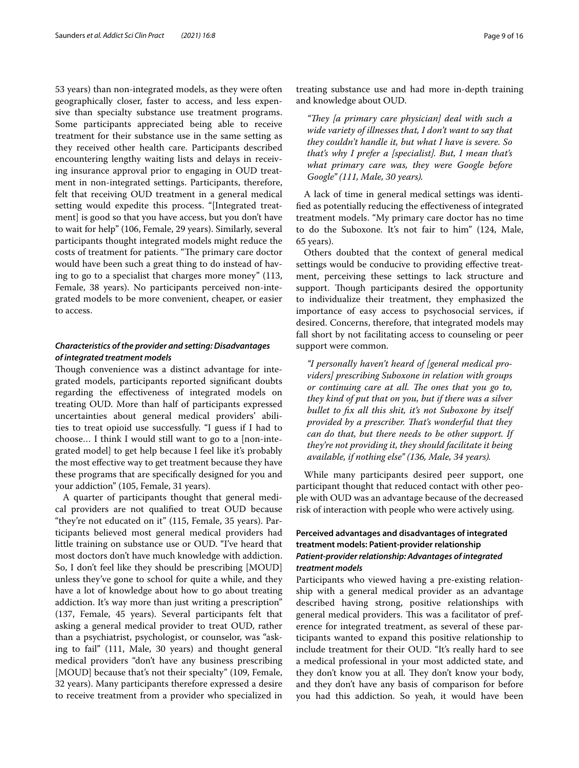53 years) than non-integrated models, as they were often geographically closer, faster to access, and less expensive than specialty substance use treatment programs. Some participants appreciated being able to receive treatment for their substance use in the same setting as they received other health care. Participants described encountering lengthy waiting lists and delays in receiving insurance approval prior to engaging in OUD treatment in non-integrated settings. Participants, therefore, felt that receiving OUD treatment in a general medical setting would expedite this process. "[Integrated treatment] is good so that you have access, but you don't have to wait for help" (106, Female, 29 years). Similarly, several participants thought integrated models might reduce the costs of treatment for patients. "The primary care doctor would have been such a great thing to do instead of having to go to a specialist that charges more money" (113, Female, 38 years). No participants perceived non-integrated models to be more convenient, cheaper, or easier to access.

#### *Characteristics of the provider and setting: Disadvantages of integrated treatment models*

Though convenience was a distinct advantage for integrated models, participants reported significant doubts regarding the effectiveness of integrated models on treating OUD. More than half of participants expressed uncertainties about general medical providers' abilities to treat opioid use successfully. "I guess if I had to choose… I think I would still want to go to a [non-integrated model] to get help because I feel like it's probably the most effective way to get treatment because they have these programs that are specifically designed for you and your addiction" (105, Female, 31 years).

A quarter of participants thought that general medical providers are not qualified to treat OUD because "they're not educated on it" (115, Female, 35 years). Participants believed most general medical providers had little training on substance use or OUD. "I've heard that most doctors don't have much knowledge with addiction. So, I don't feel like they should be prescribing [MOUD] unless they've gone to school for quite a while, and they have a lot of knowledge about how to go about treating addiction. It's way more than just writing a prescription" (137, Female, 45 years). Several participants felt that asking a general medical provider to treat OUD, rather than a psychiatrist, psychologist, or counselor, was "asking to fail" (111, Male, 30 years) and thought general medical providers "don't have any business prescribing [MOUD] because that's not their specialty" (109, Female, 32 years). Many participants therefore expressed a desire to receive treatment from a provider who specialized in treating substance use and had more in-depth training and knowledge about OUD.

> *"They [a primary care physician] deal with such a wide variety of illnesses that, I don't want to say that they couldn't handle it, but what I have is severe. So that's why I prefer a [specialist]. But, I mean that's what primary care was, they were Google before Google" (111, Male, 30 years).*

A lack of time in general medical settings was identified as potentially reducing the effectiveness of integrated treatment models. "My primary care doctor has no time to do the Suboxone. It's not fair to him" (124, Male, 65 years).

Others doubted that the context of general medical settings would be conducive to providing effective treatment, perceiving these settings to lack structure and support. Though participants desired the opportunity to individualize their treatment, they emphasized the importance of easy access to psychosocial services, if desired. Concerns, therefore, that integrated models may fall short by not facilitating access to counseling or peer support were common.

> *"I personally haven't heard of [general medical providers] prescribing Suboxone in relation with groups or continuing care at all. The ones that you go to, they kind of put that on you, but if there was a silver bullet to fix all this shit, it's not Suboxone by itself provided by a prescriber. That's wonderful that they can do that, but there needs to be other support. If they're not providing it, they should facilitate it being available, if nothing else" (136, Male, 34 years).*

While many participants desired peer support, one participant thought that reduced contact with other people with OUD was an advantage because of the decreased risk of interaction with people who were actively using.

### Perceived advantages and disadvantages of integrated treatment models: Patient-provider relationship

#### *Patient-provider relationship: Advantages of integrated treatment models*

Participants who viewed having a pre-existing relationship with a general medical provider as an advantage described having strong, positive relationships with general medical providers. This was a facilitator of preference for integrated treatment, as several of these participants wanted to expand this positive relationship to include treatment for their OUD. "It's really hard to see a medical professional in your most addicted state, and they don't know you at all. They don't know your body, and they don't have any basis of comparison for before you had this addiction. So yeah, it would have been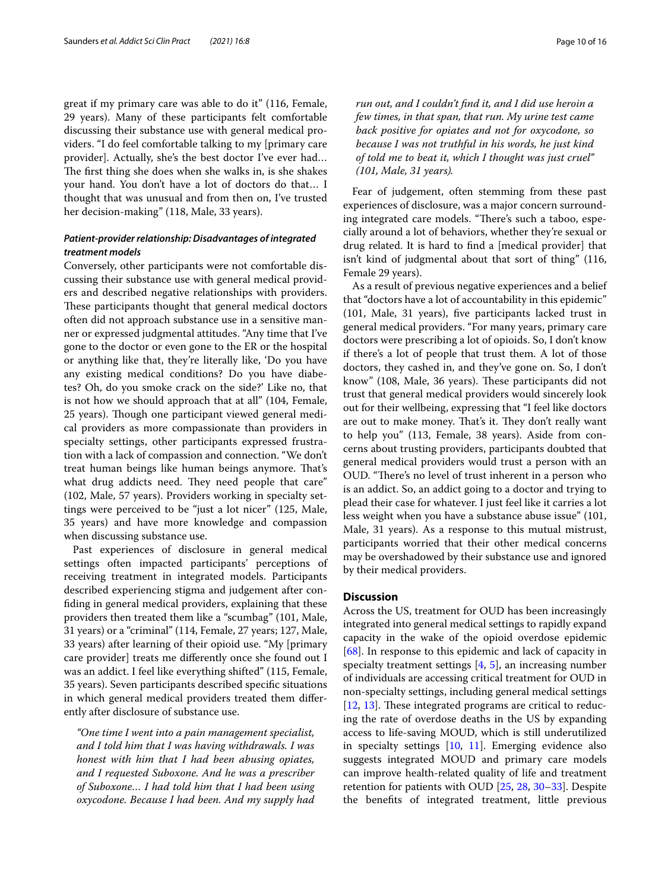great if my primary care was able to do it" (116, Female, 29 years). Many of these participants felt comfortable discussing their substance use with general medical providers. "I do feel comfortable talking to my [primary care provider]. Actually, she's the best doctor I've ever had… The first thing she does when she walks in, is she shakes your hand. You don't have a lot of doctors do that… I thought that was unusual and from then on, I've trusted her decision-making" (118, Male, 33 years).

### *Patient-provider relationship: Disadvantages of integrated treatment models*

Conversely, other participants were not comfortable discussing their substance use with general medical providers and described negative relationships with providers. These participants thought that general medical doctors often did not approach substance use in a sensitive manner or expressed judgmental attitudes. "Any time that I've gone to the doctor or even gone to the ER or the hospital or anything like that, they're literally like, 'Do you have any existing medical conditions? Do you have diabetes? Oh, do you smoke crack on the side?' Like no, that is not how we should approach that at all" (104, Female, 25 years). Though one participant viewed general medical providers as more compassionate than providers in specialty settings, other participants expressed frustration with a lack of compassion and connection. "We don't treat human beings like human beings anymore. That's what drug addicts need. They need people that care" (102, Male, 57 years). Providers working in specialty settings were perceived to be "just a lot nicer" (125, Male, 35 years) and have more knowledge and compassion when discussing substance use.

Past experiences of disclosure in general medical settings often impacted participants' perceptions of receiving treatment in integrated models. Participants described experiencing stigma and judgement after confiding in general medical providers, explaining that these providers then treated them like a "scumbag" (101, Male, 31 years) or a "criminal" (114, Female, 27 years; 127, Male, 33 years) after learning of their opioid use. "My [primary care provider] treats me differently once she found out I was an addict. I feel like everything shifted" (115, Female, 35 years). Seven participants described specific situations in which general medical providers treated them differently after disclosure of substance use.

> *"One time I went into a pain management specialist, and I told him that I was having withdrawals. I was honest with him that I had been abusing opiates, and I requested Suboxone. And he was a prescriber of Suboxone… I had told him that I had been using oxycodone. Because I had been. And my supply had run out, and I couldn't find it, and I did use heroin a few times, in that span, that run. My urine test came back positive for opiates and not for oxycodone, so because I was not truthful in his words, he just kind of told me to beat it, which I thought was just cruel" (101, Male, 31 years).*

Fear of judgement, often stemming from these past experiences of disclosure, was a major concern surrounding integrated care models. "There's such a taboo, especially around a lot of behaviors, whether they're sexual or drug related. It is hard to find a [medical provider] that isn't kind of judgmental about that sort of thing" (116, Female 29 years).

As a result of previous negative experiences and a belief that "doctors have a lot of accountability in this epidemic" (101, Male, 31 years), five participants lacked trust in general medical providers. "For many years, primary care doctors were prescribing a lot of opioids. So, I don't know if there's a lot of people that trust them. A lot of those doctors, they cashed in, and they've gone on. So, I don't know" (108, Male, 36 years). These participants did not trust that general medical providers would sincerely look out for their wellbeing, expressing that "I feel like doctors are out to make money. That's it. They don't really want to help you" (113, Female, 38 years). Aside from concerns about trusting providers, participants doubted that general medical providers would trust a person with an OUD. "There's no level of trust inherent in a person who is an addict. So, an addict going to a doctor and trying to plead their case for whatever. I just feel like it carries a lot less weight when you have a substance abuse issue" (101, Male, 31 years). As a response to this mutual mistrust, participants worried that their other medical concerns may be overshadowed by their substance use and ignored by their medical providers.

## Discussion

Across the US, treatment for OUD has been increasingly integrated into general medical settings to rapidly expand capacity in the wake of the opioid overdose epidemic [68]. In response to this epidemic and lack of capacity in specialty treatment settings [4, 5], an increasing number of individuals are accessing critical treatment for OUD in non-specialty settings, including general medical settings [12, 13]. These integrated programs are critical to reducing the rate of overdose deaths in the US by expanding access to life-saving MOUD, which is still underutilized in specialty settings [10, 11]. Emerging evidence also suggests integrated MOUD and primary care models can improve health-related quality of life and treatment retention for patients with OUD [25, 28, 30–33]. Despite the benefits of integrated treatment, little previous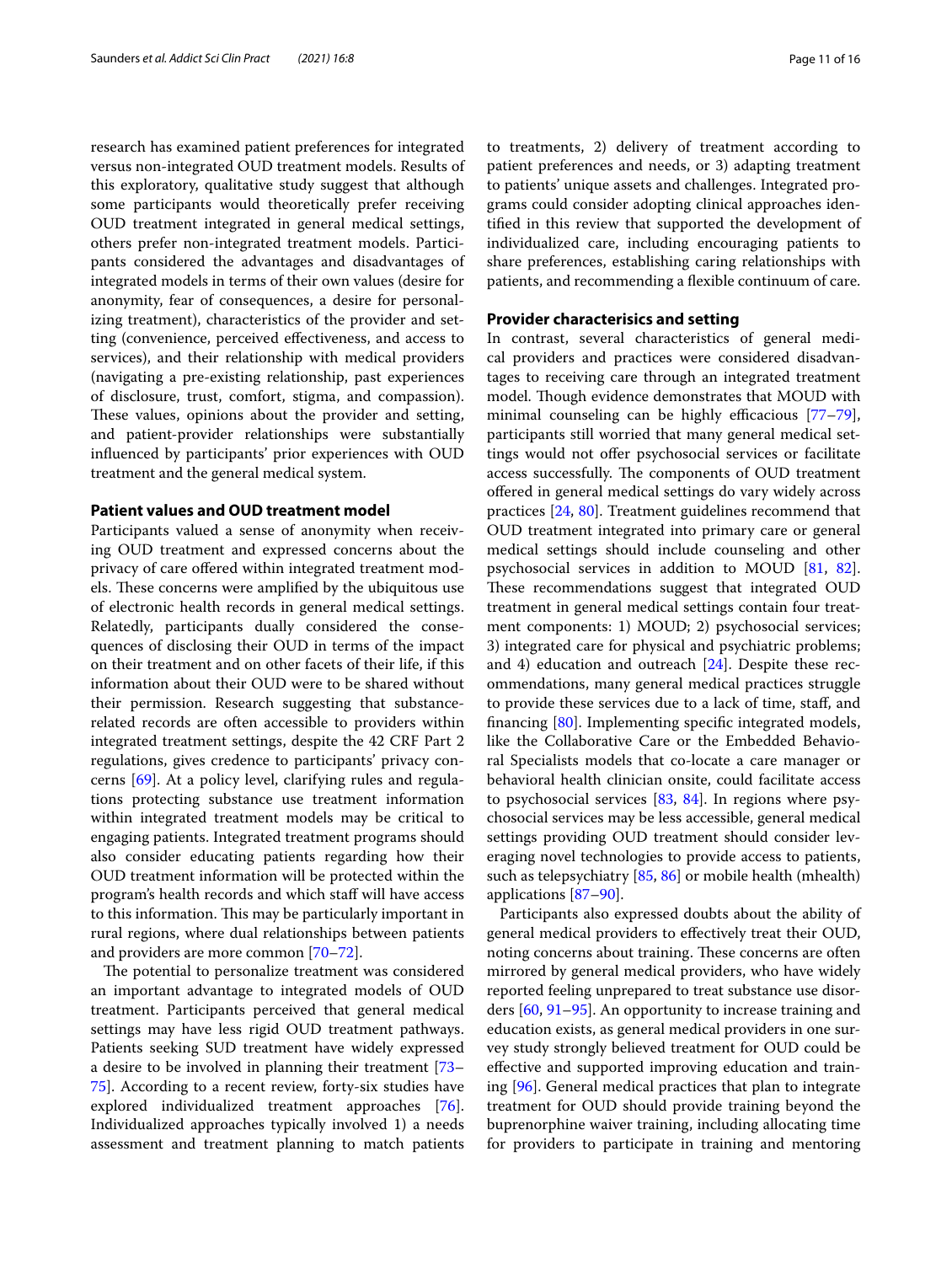research has examined patient preferences for integrated versus non-integrated OUD treatment models. Results of this exploratory, qualitative study suggest that although some participants would theoretically prefer receiving OUD treatment integrated in general medical settings, others prefer non-integrated treatment models. Participants considered the advantages and disadvantages of integrated models in terms of their own values (desire for anonymity, fear of consequences, a desire for personalizing treatment), characteristics of the provider and setting (convenience, perceived effectiveness, and access to services), and their relationship with medical providers (navigating a pre-existing relationship, past experiences of disclosure, trust, comfort, stigma, and compassion). These values, opinions about the provider and setting, and patient-provider relationships were substantially influenced by participants' prior experiences with OUD treatment and the general medical system.

### Patient values and OUD treatment model

Participants valued a sense of anonymity when receiving OUD treatment and expressed concerns about the privacy of care offered within integrated treatment models. These concerns were amplified by the ubiquitous use of electronic health records in general medical settings. Relatedly, participants dually considered the consequences of disclosing their OUD in terms of the impact on their treatment and on other facets of their life, if this information about their OUD were to be shared without their permission. Research suggesting that substance-related records are often accessible to providers within integrated treatment settings, despite the 42 CRF Part 2 regulations, gives credence to participants' privacy concerns [69]. At a policy level, clarifying rules and regulations protecting substance use treatment information within integrated treatment models may be critical to engaging patients. Integrated treatment programs should also consider educating patients regarding how their OUD treatment information will be protected within the program's health records and which staff will have access to this information. This may be particularly important in rural regions, where dual relationships between patients and providers are more common [70–72].

The potential to personalize treatment was considered an important advantage to integrated models of OUD treatment. Participants perceived that general medical settings may have less rigid OUD treatment pathways. Patients seeking SUD treatment have widely expressed a desire to be involved in planning their treatment [73–75]. According to a recent review, forty-six studies have explored individualized treatment approaches [76]. Individualized approaches typically involved 1) a needs assessment and treatment planning to match patients to treatments, 2) delivery of treatment according to patient preferences and needs, or 3) adapting treatment to patients' unique assets and challenges. Integrated programs could consider adopting clinical approaches identified in this review that supported the development of individualized care, including encouraging patients to share preferences, establishing caring relationships with patients, and recommending a flexible continuum of care.

### Provider characterisics and setting

In contrast, several characteristics of general medical providers and practices were considered disadvantages to receiving care through an integrated treatment model. Though evidence demonstrates that MOUD with minimal counseling can be highly efficacious [77–79], participants still worried that many general medical settings would not offer psychosocial services or facilitate access successfully. The components of OUD treatment offered in general medical settings do vary widely across practices [24, 80]. Treatment guidelines recommend that OUD treatment integrated into primary care or general medical settings should include counseling and other psychosocial services in addition to MOUD [81, 82]. These recommendations suggest that integrated OUD treatment in general medical settings contain four treatment components: 1) MOUD; 2) psychosocial services; 3) integrated care for physical and psychiatric problems; and 4) education and outreach [24]. Despite these recommendations, many general medical practices struggle to provide these services due to a lack of time, staff, and financing [80]. Implementing specific integrated models, like the Collaborative Care or the Embedded Behavioral Specialists models that co-locate a care manager or behavioral health clinician onsite, could facilitate access to psychosocial services [83, 84]. In regions where psychosocial services may be less accessible, general medical settings providing OUD treatment should consider leveraging novel technologies to provide access to patients, such as telepsychiatry [85, 86] or mobile health (mhealth) applications [87–90].

Participants also expressed doubts about the ability of general medical providers to effectively treat their OUD, noting concerns about training. These concerns are often mirrored by general medical providers, who have widely reported feeling unprepared to treat substance use disorders [60, 91–95]. An opportunity to increase training and education exists, as general medical providers in one survey study strongly believed treatment for OUD could be effective and supported improving education and training [96]. General medical practices that plan to integrate treatment for OUD should provide training beyond the buprenorphine waiver training, including allocating time for providers to participate in training and mentoring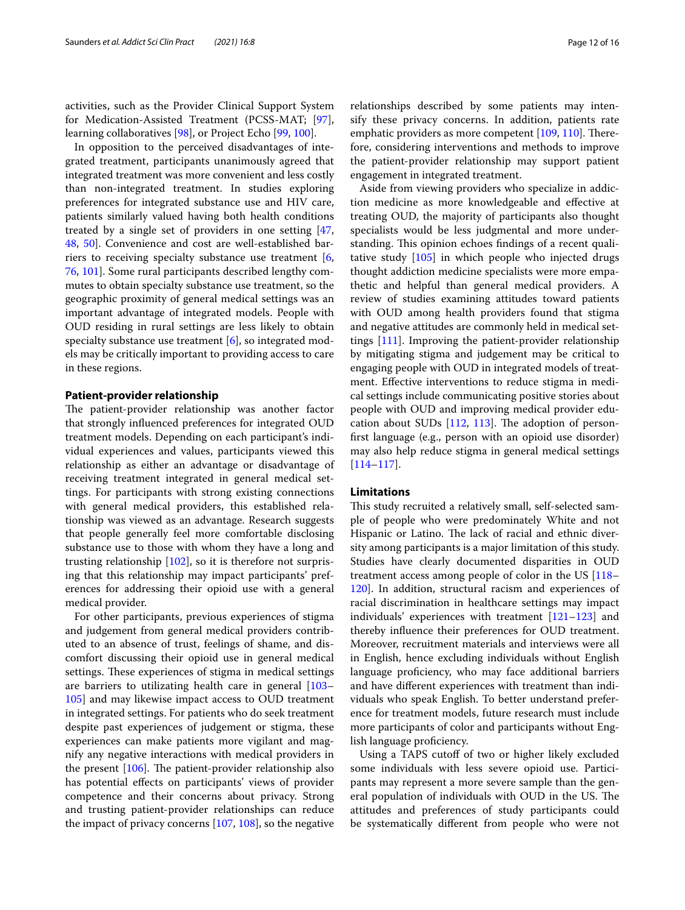activities, such as the Provider Clinical Support System for Medication-Assisted Treatment (PCSS-MAT; [97], learning collaboratives [98], or Project Echo [99, 100].

In opposition to the perceived disadvantages of integrated treatment, participants unanimously agreed that integrated treatment was more convenient and less costly than non-integrated treatment. In studies exploring preferences for integrated substance use and HIV care, patients similarly valued having both health conditions treated by a single set of providers in one setting [47, 48, 50]. Convenience and cost are well-established barriers to receiving specialty substance use treatment [6, 76, 101]. Some rural participants described lengthy commutes to obtain specialty substance use treatment, so the geographic proximity of general medical settings was an important advantage of integrated models. People with OUD residing in rural settings are less likely to obtain specialty substance use treatment [6], so integrated models may be critically important to providing access to care in these regions.

### Patient-provider relationship

The patient-provider relationship was another factor that strongly influenced preferences for integrated OUD treatment models. Depending on each participant's individual experiences and values, participants viewed this relationship as either an advantage or disadvantage of receiving treatment integrated in general medical settings. For participants with strong existing connections with general medical providers, this established relationship was viewed as an advantage. Research suggests that people generally feel more comfortable disclosing substance use to those with whom they have a long and trusting relationship [102], so it is therefore not surprising that this relationship may impact participants' preferences for addressing their opioid use with a general medical provider.

For other participants, previous experiences of stigma and judgement from general medical providers contributed to an absence of trust, feelings of shame, and discomfort discussing their opioid use in general medical settings. These experiences of stigma in medical settings are barriers to utilizing health care in general [103–105] and may likewise impact access to OUD treatment in integrated settings. For patients who do seek treatment despite past experiences of judgement or stigma, these experiences can make patients more vigilant and magnify any negative interactions with medical providers in the present [106]. The patient-provider relationship also has potential effects on participants' views of provider competence and their concerns about privacy. Strong and trusting patient-provider relationships can reduce the impact of privacy concerns [107, 108], so the negative relationships described by some patients may intensify these privacy concerns. In addition, patients rate emphatic providers as more competent [109, 110]. Therefore, considering interventions and methods to improve the patient-provider relationship may support patient engagement in integrated treatment.

Aside from viewing providers who specialize in addiction medicine as more knowledgeable and effective at treating OUD, the majority of participants also thought specialists would be less judgmental and more understanding. This opinion echoes findings of a recent qualitative study [105] in which people who injected drugs thought addiction medicine specialists were more empathetic and helpful than general medical providers. A review of studies examining attitudes toward patients with OUD among health providers found that stigma and negative attitudes are commonly held in medical settings [111]. Improving the patient-provider relationship by mitigating stigma and judgement may be critical to engaging people with OUD in integrated models of treatment. Effective interventions to reduce stigma in medical settings include communicating positive stories about people with OUD and improving medical provider education about SUDs [112, 113]. The adoption of person-first language (e.g., person with an opioid use disorder) may also help reduce stigma in general medical settings [114–117].

## Limitations

This study recruited a relatively small, self-selected sample of people who were predominately White and not Hispanic or Latino. The lack of racial and ethnic diversity among participants is a major limitation of this study. Studies have clearly documented disparities in OUD treatment access among people of color in the US [118–120]. In addition, structural racism and experiences of racial discrimination in healthcare settings may impact individuals' experiences with treatment [121–123] and thereby influence their preferences for OUD treatment. Moreover, recruitment materials and interviews were all in English, hence excluding individuals without English language proficiency, who may face additional barriers and have different experiences with treatment than individuals who speak English. To better understand preference for treatment models, future research must include more participants of color and participants without English language proficiency.

Using a TAPS cutoff of two or higher likely excluded some individuals with less severe opioid use. Participants may represent a more severe sample than the general population of individuals with OUD in the US. The attitudes and preferences of study participants could be systematically different from people who were not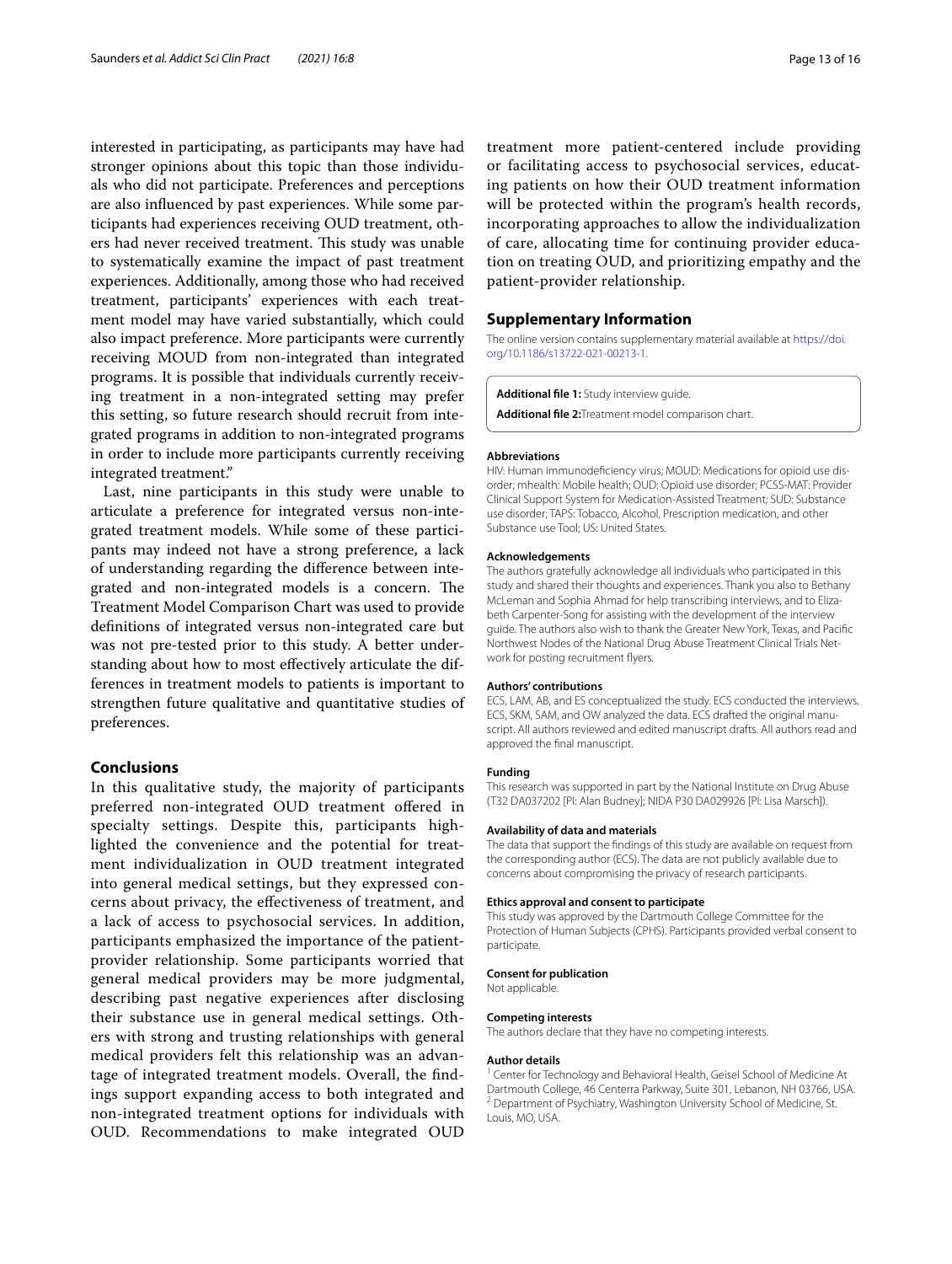interested in participating, as participants may have had stronger opinions about this topic than those individuals who did not participate. Preferences and perceptions are also influenced by past experiences. While some participants had experiences receiving OUD treatment, others had never received treatment. This study was unable to systematically examine the impact of past treatment experiences. Additionally, among those who had received treatment, participants' experiences with each treatment model may have varied substantially, which could also impact preference. More participants were currently receiving MOUD from non-integrated than integrated programs. It is possible that individuals currently receiving treatment in a non-integrated setting may prefer this setting, so future research should recruit from integrated programs in addition to non-integrated programs in order to include more participants currently receiving integrated treatment."

Last, nine participants in this study were unable to articulate a preference for integrated versus non-integrated treatment models. While some of these participants may indeed not have a strong preference, a lack of understanding regarding the difference between integrated and non-integrated models is a concern. The Treatment Model Comparison Chart was used to provide definitions of integrated versus non-integrated care but was not pre-tested prior to this study. A better understanding about how to most effectively articulate the differences in treatment models to patients is important to strengthen future qualitative and quantitative studies of preferences.

## Conclusions

In this qualitative study, the majority of participants preferred non-integrated OUD treatment offered in specialty settings. Despite this, participants highlighted the convenience and the potential for treatment individualization in OUD treatment integrated into general medical settings, but they expressed concerns about privacy, the effectiveness of treatment, and a lack of access to psychosocial services. In addition, participants emphasized the importance of the patient-provider relationship. Some participants worried that general medical providers may be more judgmental, describing past negative experiences after disclosing their substance use in general medical settings. Others with strong and trusting relationships with general medical providers felt this relationship was an advantage of integrated treatment models. Overall, the findings support expanding access to both integrated and non-integrated treatment options for individuals with OUD. Recommendations to make integrated OUD treatment more patient-centered include providing or facilitating access to psychosocial services, educating patients on how their OUD treatment information will be protected within the program's health records, incorporating approaches to allow the individualization of care, allocating time for continuing provider education on treating OUD, and prioritizing empathy and the patient-provider relationship.

## Supplementary Information

The online version contains supplementary material available at https://doi.org/10.1186/s13722-021-00213-1.

**Additional file 1:** Study interview guide.

**Additional file 2:** Treatment model comparison chart.

#### Abbreviations

HIV: Human immunodeficiency virus; MOUD: Medications for opioid use disorder; mhealth: Mobile health; OUD: Opioid use disorder; PCSS-MAT: Provider Clinical Support System for Medication-Assisted Treatment; SUD: Substance use disorder; TAPS: Tobacco, Alcohol, Prescription medication, and other Substance use Tool; US: United States.

#### Acknowledgements

The authors gratefully acknowledge all individuals who participated in this study and shared their thoughts and experiences. Thank you also to Bethany McLeman and Sophia Ahmad for help transcribing interviews, and to Elizabeth Carpenter-Song for assisting with the development of the interview guide. The authors also wish to thank the Greater New York, Texas, and Pacific Northwest Nodes of the National Drug Abuse Treatment Clinical Trials Network for posting recruitment flyers.

#### Authors' contributions

ECS, LAM, AB, and ES conceptualized the study. ECS conducted the interviews. ECS, SKM, SAM, and OW analyzed the data. ECS drafted the original manuscript. All authors reviewed and edited manuscript drafts. All authors read and approved the final manuscript.

#### Funding

This research was supported in part by the National Institute on Drug Abuse (T32 DA037202 [PI: Alan Budney]; NIDA P30 DA029926 [PI: Lisa Marsch]).

#### Availability of data and materials

The data that support the findings of this study are available on request from the corresponding author (ECS). The data are not publicly available due to concerns about compromising the privacy of research participants.

#### Ethics approval and consent to participate

This study was approved by the Dartmouth College Committee for the Protection of Human Subjects (CPHS). Participants provided verbal consent to participate.

#### Consent for publication

Not applicable.

#### Competing interests

The authors declare that they have no competing interests.

#### Author details

[1] Center for Technology and Behavioral Health, Geisel School of Medicine At Dartmouth College, 46 Centerra Parkway, Suite 301, Lebanon, NH 03766, USA. [2] Department of Psychiatry, Washington University School of Medicine, St. Louis, MO, USA.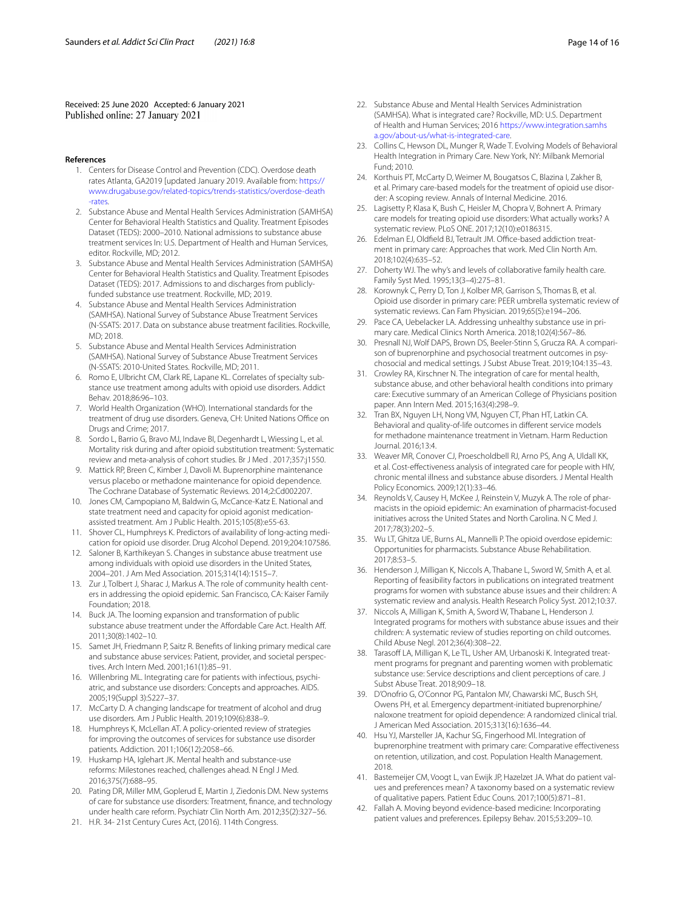Received: 25 June 2020 Accepted: 6 January 2021
Published online: 27 January 2021

## References

1. Centers for Disease Control and Prevention (CDC). Overdose death rates Atlanta, GA2019 [updated January 2019. Available from: https://www.drugabuse.gov/related-topics/trends-statistics/overdose-death-rates.
2. Substance Abuse and Mental Health Services Administration (SAMHSA) Center for Behavioral Health Statistics and Quality. Treatment Episodes Dataset (TEDS): 2000–2010. National admissions to substance abuse treatment services In: U.S. Department of Health and Human Services, editor. Rockville, MD; 2012.
3. Substance Abuse and Mental Health Services Administration (SAMHSA) Center for Behavioral Health Statistics and Quality. Treatment Episodes Dataset (TEDS): 2017. Admissions to and discharges from publicly-funded substance use treatment. Rockville, MD; 2019.
4. Substance Abuse and Mental Health Services Administration (SAMHSA). National Survey of Substance Abuse Treatment Services (N-SSATS: 2017. Data on substance abuse treatment facilities. Rockville, MD; 2018.
5. Substance Abuse and Mental Health Services Administration (SAMHSA). National Survey of Substance Abuse Treatment Services (N-SSATS: 2010-United States. Rockville, MD; 2011.
6. Romo E, Ulbricht CM, Clark RE, Lapane KL. Correlates of specialty substance use treatment among adults with opioid use disorders. Addict Behav. 2018;86:96–103.
7. World Health Organization (WHO). International standards for the treatment of drug use disorders. Geneva, CH: United Nations Office on Drugs and Crime; 2017.
8. Sordo L, Barrio G, Bravo MJ, Indave BI, Degenhardt L, Wiessing L, et al. Mortality risk during and after opioid substitution treatment: Systematic review and meta-analysis of cohort studies. Br J Med . 2017;357:j1550.
9. Mattick RP, Breen C, Kimber J, Davoli M. Buprenorphine maintenance versus placebo or methadone maintenance for opioid dependence. The Cochrane Database of Systematic Reviews. 2014;2:Cd002207.
10. Jones CM, Campopiano M, Baldwin G, McCance-Katz E. National and state treatment need and capacity for opioid agonist medication-assisted treatment. Am J Public Health. 2015;105(8):e55-63.
11. Shover CL, Humphreys K. Predictors of availability of long-acting medication for opioid use disorder. Drug Alcohol Depend. 2019;204:107586.
12. Saloner B, Karthikeyan S. Changes in substance abuse treatment use among individuals with opioid use disorders in the United States, 2004–201. J Am Med Association. 2015;314(14):1515–7.
13. Zur J, Tolbert J, Sharac J, Markus A. The role of community health centers in addressing the opioid epidemic. San Francisco, CA: Kaiser Family Foundation; 2018.
14. Buck JA. The looming expansion and transformation of public substance abuse treatment under the Affordable Care Act. Health Aff. 2011;30(8):1402–10.
15. Samet JH, Friedmann P, Saitz R. Benefits of linking primary medical care and substance abuse services: Patient, provider, and societal perspectives. Arch Intern Med. 2001;161(1):85–91.
16. Willenbring ML. Integrating care for patients with infectious, psychiatric, and substance use disorders: Concepts and approaches. AIDS. 2005;19(Suppl 3):S227–37.
17. McCarty D. A changing landscape for treatment of alcohol and drug use disorders. Am J Public Health. 2019;109(6):838–9.
18. Humphreys K, McLellan AT. A policy-oriented review of strategies for improving the outcomes of services for substance use disorder patients. Addiction. 2011;106(12):2058–66.
19. Huskamp HA, Iglehart JK. Mental health and substance-use reforms: Milestones reached, challenges ahead. N Engl J Med. 2016;375(7):688–95.
20. Pating DR, Miller MM, Goplerud E, Martin J, Ziedonis DM. New systems of care for substance use disorders: Treatment, finance, and technology under health care reform. Psychiatr Clin North Am. 2012;35(2):327–56.
21. H.R. 34- 21st Century Cures Act, (2016). 114th Congress.
22. Substance Abuse and Mental Health Services Administration (SAMHSA). What is integrated care? Rockville, MD: U.S. Department of Health and Human Services; 2016 https://www.integration.samhsa.gov/about-us/what-is-integrated-care.
23. Collins C, Hewson DL, Munger R, Wade T. Evolving Models of Behavioral Health Integration in Primary Care. New York, NY: Milbank Memorial Fund; 2010.
24. Korthuis PT, McCarty D, Weimer M, Bougatsos C, Blazina I, Zakher B, et al. Primary care-based models for the treatment of opioid use disorder: A scoping review. Annals of Internal Medicine. 2016.
25. Lagisetty P, Klasa K, Bush C, Heisler M, Chopra V, Bohnert A. Primary care models for treating opioid use disorders: What actually works? A systematic review. PLoS ONE. 2017;12(10):e0186315.
26. Edelman EJ, Oldfield BJ, Tetrault JM. Office-based addiction treatment in primary care: Approaches that work. Med Clin North Am. 2018;102(4):635–52.
27. Doherty WJ. The why's and levels of collaborative family health care. Family Syst Med. 1995;13(3–4):275–81.
28. Korownyk C, Perry D, Ton J, Kolber MR, Garrison S, Thomas B, et al. Opioid use disorder in primary care: PEER umbrella systematic review of systematic reviews. Can Fam Physician. 2019;65(5):e194–206.
29. Pace CA, Uebelacker LA. Addressing unhealthy substance use in primary care. Medical Clinics North America. 2018;102(4):567–86.
30. Presnall NJ, Wolf DAPS, Brown DS, Beeler-Stinn S, Grucza RA. A comparison of buprenorphine and psychosocial treatment outcomes in psychosocial and medical settings. J Subst Abuse Treat. 2019;104:135–43.
31. Crowley RA, Kirschner N. The integration of care for mental health, substance abuse, and other behavioral health conditions into primary care: Executive summary of an American College of Physicians position paper. Ann Intern Med. 2015;163(4):298–9.
32. Tran BX, Nguyen LH, Nong VM, Nguyen CT, Phan HT, Latkin CA. Behavioral and quality-of-life outcomes in different service models for methadone maintenance treatment in Vietnam. Harm Reduction Journal. 2016;13:4.
33. Weaver MR, Conover CJ, Proescholdbell RJ, Arno PS, Ang A, Uldall KK, et al. Cost-effectiveness analysis of integrated care for people with HIV, chronic mental illness and substance abuse disorders. J Mental Health Policy Economics. 2009;12(1):33–46.
34. Reynolds V, Causey H, McKee J, Reinstein V, Muzyk A. The role of pharmacists in the opioid epidemic: An examination of pharmacist-focused initiatives across the United States and North Carolina. N C Med J. 2017;78(3):202–5.
35. Wu LT, Ghitza UE, Burns AL, Mannelli P. The opioid overdose epidemic: Opportunities for pharmacists. Substance Abuse Rehabilitation. 2017;8:53–5.
36. Henderson J, Milligan K, Niccols A, Thabane L, Sword W, Smith A, et al. Reporting of feasibility factors in publications on integrated treatment programs for women with substance abuse issues and their children: A systematic review and analysis. Health Research Policy Syst. 2012;10:37.
37. Niccols A, Milligan K, Smith A, Sword W, Thabane L, Henderson J. Integrated programs for mothers with substance abuse issues and their children: A systematic review of studies reporting on child outcomes. Child Abuse Negl. 2012;36(4):308–22.
38. Tarasoff LA, Milligan K, Le TL, Usher AM, Urbanoski K. Integrated treatment programs for pregnant and parenting women with problematic substance use: Service descriptions and client perceptions of care. J Subst Abuse Treat. 2018;90:9–18.
39. D'Onofrio G, O'Connor PG, Pantalon MV, Chawarski MC, Busch SH, Owens PH, et al. Emergency department-initiated buprenorphine/naloxone treatment for opioid dependence: A randomized clinical trial. J American Med Association. 2015;313(16):1636–44.
40. Hsu YJ, Marsteller JA, Kachur SG, Fingerhood MI. Integration of buprenorphine treatment with primary care: Comparative effectiveness on retention, utilization, and cost. Population Health Management. 2018.
41. Bastemeijer CM, Voogt L, van Ewijk JP, Hazelzet JA. What do patient values and preferences mean? A taxonomy based on a systematic review of qualitative papers. Patient Educ Couns. 2017;100(5):871–81.
42. Fallah A. Moving beyond evidence-based medicine: Incorporating patient values and preferences. Epilepsy Behav. 2015;53:209–10.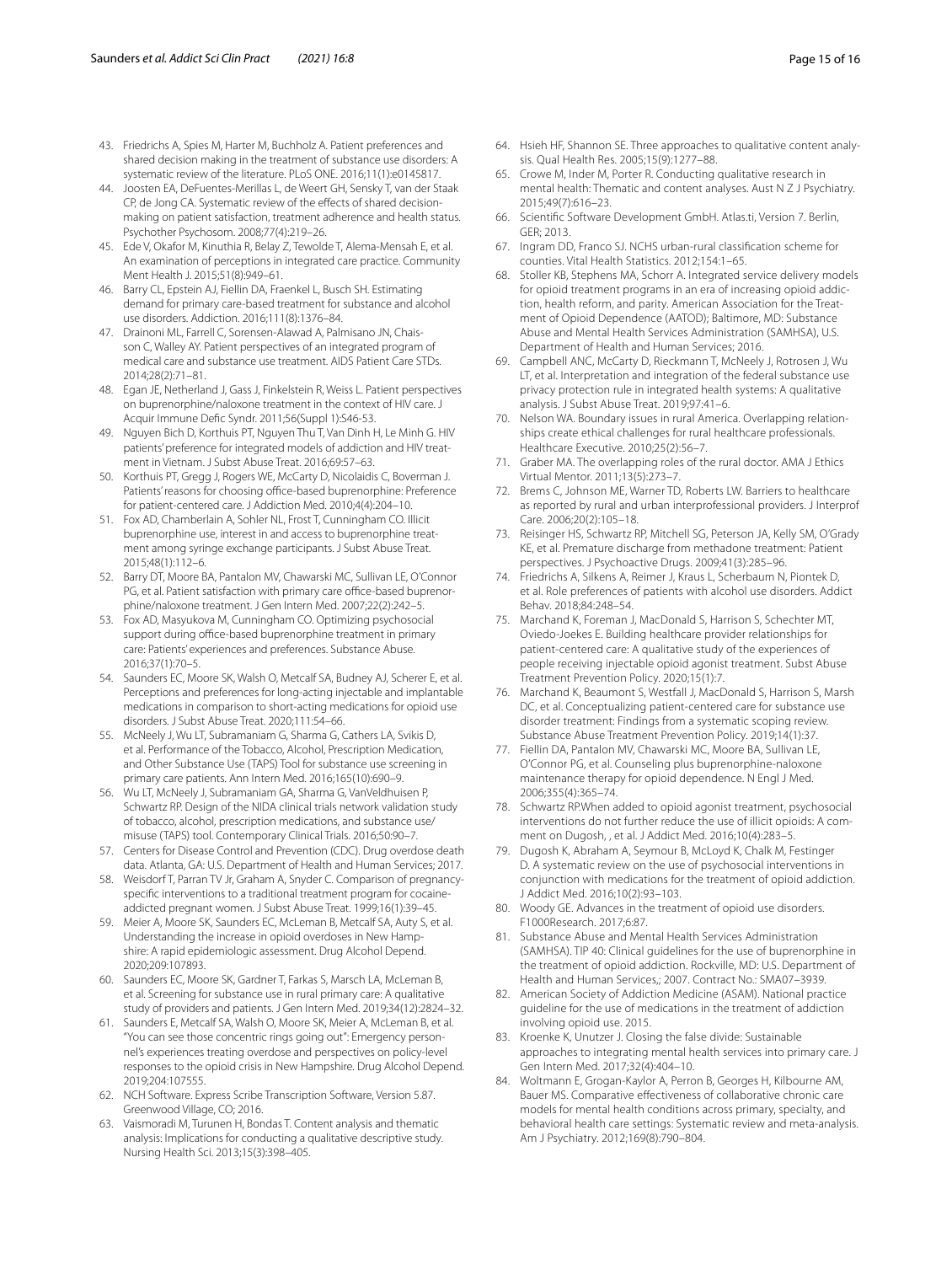43. Friedrichs A, Spies M, Harter M, Buchholz A. Patient preferences and shared decision making in the treatment of substance use disorders: A systematic review of the literature. PLoS ONE. 2016;11(1):e0145817.
44. Joosten EA, DeFuentes-Merillas L, de Weert GH, Sensky T, van der Staak CP, de Jong CA. Systematic review of the effects of shared decision-making on patient satisfaction, treatment adherence and health status. Psychother Psychosom. 2008;77(4):219–26.
45. Ede V, Okafor M, Kinuthia R, Belay Z, Tewolde T, Alema-Mensah E, et al. An examination of perceptions in integrated care practice. Community Ment Health J. 2015;51(8):949–61.
46. Barry CL, Epstein AJ, Fiellin DA, Fraenkel L, Busch SH. Estimating demand for primary care-based treatment for substance and alcohol use disorders. Addiction. 2016;111(8):1376–84.
47. Drainoni ML, Farrell C, Sorensen-Alawad A, Palmisano JN, Chaisson C, Walley AY. Patient perspectives of an integrated program of medical care and substance use treatment. AIDS Patient Care STDs. 2014;28(2):71–81.
48. Egan JE, Netherland J, Gass J, Finkelstein R, Weiss L. Patient perspectives on buprenorphine/naloxone treatment in the context of HIV care. J Acquir Immune Defic Syndr. 2011;56(Suppl 1):S46-53.
49. Nguyen Bich D, Korthuis PT, Nguyen Thu T, Van Dinh H, Le Minh G. HIV patients' preference for integrated models of addiction and HIV treatment in Vietnam. J Subst Abuse Treat. 2016;69:57–63.
50. Korthuis PT, Gregg J, Rogers WE, McCarty D, Nicolaidis C, Boverman J. Patients' reasons for choosing office-based buprenorphine: Preference for patient-centered care. J Addiction Med. 2010;4(4):204–10.
51. Fox AD, Chamberlain A, Sohler NL, Frost T, Cunningham CO. Illicit buprenorphine use, interest in and access to buprenorphine treatment among syringe exchange participants. J Subst Abuse Treat. 2015;48(1):112–6.
52. Barry DT, Moore BA, Pantalon MV, Chawarski MC, Sullivan LE, O'Connor PG, et al. Patient satisfaction with primary care office-based buprenorphine/naloxone treatment. J Gen Intern Med. 2007;22(2):242–5.
53. Fox AD, Masyukova M, Cunningham CO. Optimizing psychosocial support during office-based buprenorphine treatment in primary care: Patients' experiences and preferences. Substance Abuse. 2016;37(1):70–5.
54. Saunders EC, Moore SK, Walsh O, Metcalf SA, Budney AJ, Scherer E, et al. Perceptions and preferences for long-acting injectable and implantable medications in comparison to short-acting medications for opioid use disorders. J Subst Abuse Treat. 2020;111:54–66.
55. McNeely J, Wu LT, Subramaniam G, Sharma G, Cathers LA, Svikis D, et al. Performance of the Tobacco, Alcohol, Prescription Medication, and Other Substance Use (TAPS) Tool for substance use screening in primary care patients. Ann Intern Med. 2016;165(10):690–9.
56. Wu LT, McNeely J, Subramaniam GA, Sharma G, VanVeldhuisen P, Schwartz RP. Design of the NIDA clinical trials network validation study of tobacco, alcohol, prescription medications, and substance use/misuse (TAPS) tool. Contemporary Clinical Trials. 2016;50:90–7.
57. Centers for Disease Control and Prevention (CDC). Drug overdose death data. Atlanta, GA: U.S. Department of Health and Human Services; 2017.
58. Weisdorf T, Parran TV Jr, Graham A, Snyder C. Comparison of pregnancy-specific interventions to a traditional treatment program for cocaine-addicted pregnant women. J Subst Abuse Treat. 1999;16(1):39–45.
59. Meier A, Moore SK, Saunders EC, McLeman B, Metcalf SA, Auty S, et al. Understanding the increase in opioid overdoses in New Hampshire: A rapid epidemiologic assessment. Drug Alcohol Depend. 2020;209:107893.
60. Saunders EC, Moore SK, Gardner T, Farkas S, Marsch LA, McLeman B, et al. Screening for substance use in rural primary care: A qualitative study of providers and patients. J Gen Intern Med. 2019;34(12):2824–32.
61. Saunders E, Metcalf SA, Walsh O, Moore SK, Meier A, McLeman B, et al. "You can see those concentric rings going out": Emergency personnel's experiences treating overdose and perspectives on policy-level responses to the opioid crisis in New Hampshire. Drug Alcohol Depend. 2019;204:107555.
62. NCH Software. Express Scribe Transcription Software, Version 5.87. Greenwood Village, CO; 2016.
63. Vaismoradi M, Turunen H, Bondas T. Content analysis and thematic analysis: Implications for conducting a qualitative descriptive study. Nursing Health Sci. 2013;15(3):398–405.
64. Hsieh HF, Shannon SE. Three approaches to qualitative content analysis. Qual Health Res. 2005;15(9):1277–88.
65. Crowe M, Inder M, Porter R. Conducting qualitative research in mental health: Thematic and content analyses. Aust N Z J Psychiatry. 2015;49(7):616–23.
66. Scientific Software Development GmbH. Atlas.ti, Version 7. Berlin, GER; 2013.
67. Ingram DD, Franco SJ. NCHS urban-rural classification scheme for counties. Vital Health Statistics. 2012;154:1–65.
68. Stoller KB, Stephens MA, Schorr A. Integrated service delivery models for opioid treatment programs in an era of increasing opioid addiction, health reform, and parity. American Association for the Treatment of Opioid Dependence (AATOD); Baltimore, MD: Substance Abuse and Mental Health Services Administration (SAMHSA), U.S. Department of Health and Human Services; 2016.
69. Campbell ANC, McCarty D, Rieckmann T, McNeely J, Rotrosen J, Wu LT, et al. Interpretation and integration of the federal substance use privacy protection rule in integrated health systems: A qualitative analysis. J Subst Abuse Treat. 2019;97:41–6.
70. Nelson WA. Boundary issues in rural America. Overlapping relationships create ethical challenges for rural healthcare professionals. Healthcare Executive. 2010;25(2):56–7.
71. Graber MA. The overlapping roles of the rural doctor. AMA J Ethics Virtual Mentor. 2011;13(5):273–7.
72. Brems C, Johnson ME, Warner TD, Roberts LW. Barriers to healthcare as reported by rural and urban interprofessional providers. J Interprof Care. 2006;20(2):105–18.
73. Reisinger HS, Schwartz RP, Mitchell SG, Peterson JA, Kelly SM, O'Grady KE, et al. Premature discharge from methadone treatment: Patient perspectives. J Psychoactive Drugs. 2009;41(3):285–96.
74. Friedrichs A, Silkens A, Reimer J, Kraus L, Scherbaum N, Piontek D, et al. Role preferences of patients with alcohol use disorders. Addict Behav. 2018;84:248–54.
75. Marchand K, Foreman J, MacDonald S, Harrison S, Schechter MT, Oviedo-Joekes E. Building healthcare provider relationships for patient-centered care: A qualitative study of the experiences of people receiving injectable opioid agonist treatment. Subst Abuse Treatment Prevention Policy. 2020;15(1):7.
76. Marchand K, Beaumont S, Westfall J, MacDonald S, Harrison S, Marsh DC, et al. Conceptualizing patient-centered care for substance use disorder treatment: Findings from a systematic scoping review. Substance Abuse Treatment Prevention Policy. 2019;14(1):37.
77. Fiellin DA, Pantalon MV, Chawarski MC, Moore BA, Sullivan LE, O'Connor PG, et al. Counseling plus buprenorphine-naloxone maintenance therapy for opioid dependence. N Engl J Med. 2006;355(4):365–74.
78. Schwartz RP.When added to opioid agonist treatment, psychosocial interventions do not further reduce the use of illicit opioids: A comment on Dugosh, , et al. J Addict Med. 2016;10(4):283–5.
79. Dugosh K, Abraham A, Seymour B, McLoyd K, Chalk M, Festinger D. A systematic review on the use of psychosocial interventions in conjunction with medications for the treatment of opioid addiction. J Addict Med. 2016;10(2):93–103.
80. Woody GE. Advances in the treatment of opioid use disorders. F1000Research. 2017;6:87.
81. Substance Abuse and Mental Health Services Administration (SAMHSA). TIP 40: Clinical guidelines for the use of buprenorphine in the treatment of opioid addiction. Rockville, MD: U.S. Department of Health and Human Services,; 2007. Contract No.: SMA07–3939.
82. American Society of Addiction Medicine (ASAM). National practice guideline for the use of medications in the treatment of addiction involving opioid use. 2015.
83. Kroenke K, Unutzer J. Closing the false divide: Sustainable approaches to integrating mental health services into primary care. J Gen Intern Med. 2017;32(4):404–10.
84. Woltmann E, Grogan-Kaylor A, Perron B, Georges H, Kilbourne AM, Bauer MS. Comparative effectiveness of collaborative chronic care models for mental health conditions across primary, specialty, and behavioral health care settings: Systematic review and meta-analysis. Am J Psychiatry. 2012;169(8):790–804.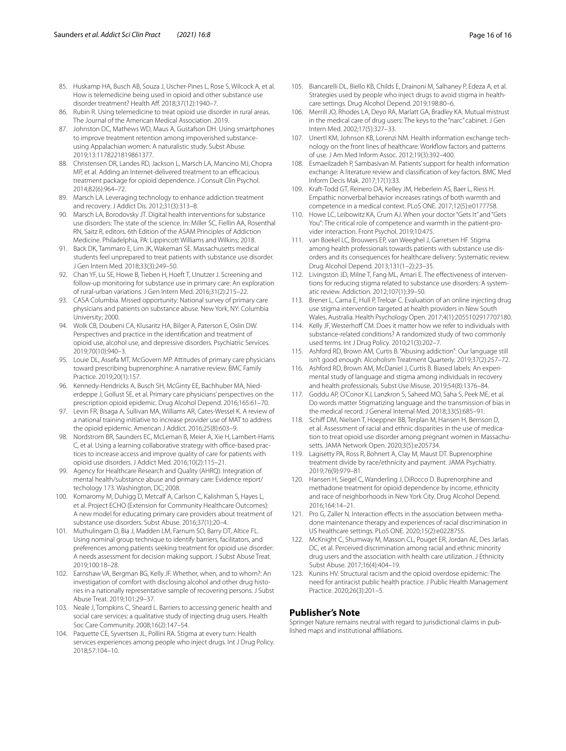85. Huskamp HA, Busch AB, Souza J, Uscher-Pines L, Rose S, Wilcock A, et al. How is telemedicine being used in opioid and other substance use disorder treatment? Health Aff. 2018;37(12):1940–7.
86. Rubin R. Using telemedicine to treat opioid use disorder in rural areas. The Journal of the American Medical Association. 2019.
87. Johnston DC, Mathews WD, Maus A, Gustafson DH. Using smartphones to improve treatment retention among impoverished substance-using Appalachian women: A naturalistic study. Subst Abuse. 2019;13:1178221819861377.
88. Christensen DR, Landes RD, Jackson L, Marsch LA, Mancino MJ, Chopra MP, et al. Adding an Internet-delivered treatment to an efficacious treatment package for opioid dependence. J Consult Clin Psychol. 2014;82(6):964–72.
89. Marsch LA. Leveraging technology to enhance addiction treatment and recovery. J Addict Dis. 2012;31(3):313–8.
90. Marsch LA, Borodovsky JT. Digital health interventions for substance use disorders: The state of the science. In: Miller SC, Fiellin AA, Rosenthal RN, Saitz R, editors. 6th Edition of the ASAM Principles of Addiction Medicine. Philadelphia, PA: Lippincott Williams and Wilkins; 2018.
91. Back DK, Tammaro E, Lim JK, Wakeman SE. Massachusetts medical students feel unprepared to treat patients with substance use disorder. J Gen Intern Med. 2018;33(3):249–50.
92. Chan YF, Lu SE, Howe B, Tieben H, Hoeft T, Unutzer J. Screening and follow-up monitoring for substance use in primary care: An exploration of rural-urban variations. J Gen Intern Med. 2016;31(2):215–22.
93. CASA Columbia. Missed opportunity: National survey of primary care physicians and patients on substance abuse. New York, NY: Columbia University; 2000.
94. Wolk CB, Doubeni CA, Klusaritz HA, Bilger A, Paterson E, Oslin DW. Perspectives and practice in the identification and treatment of opioid use, alcohol use, and depressive disorders. Psychiatric Services. 2019;70(10):940–3.
95. Louie DL, Assefa MT, McGovern MP. Attitudes of primary care physicians toward prescribing buprenorphine: A narrative review. BMC Family Practice. 2019;20(1):157.
96. Kennedy-Hendricks A, Busch SH, McGinty EE, Bachhuber MA, Niederdeppe J, Gollust SE, et al. Primary care physicians' perspectives on the prescription opioid epidemic. Drug Alcohol Depend. 2016;165:61–70.
97. Levin FR, Bisaga A, Sullivan MA, Williams AR, Cates-Wessel K. A review of a national training initiative to increase provider use of MAT to address the opioid epidemic. American J Addict. 2016;25(8):603–9.
98. Nordstrom BR, Saunders EC, McLeman B, Meier A, Xie H, Lambert-Harris C, et al. Using a learning collaborative strategy with office-based practices to increase access and improve quality of care for patients with opioid use disorders. J Addict Med. 2016;10(2):115–21.
99. Agency for Healthcare Research and Quality (AHRQ). Integration of mental health/substance abuse and primary care: Evidence report/techology 173. Washington, DC; 2008.
100. Komaromy M, Duhigg D, Metcalf A, Carlson C, Kalishman S, Hayes L, et al. Project ECHO (Extension for Community Healthcare Outcomes): A new model for educating primary care providers about treatment of substance use disorders. Subst Abuse. 2016;37(1):20–4.
101. Muthulingam D, Bia J, Madden LM, Farnum SO, Barry DT, Altice FL. Using nominal group technique to identify barriers, facilitators, and preferences among patients seeking treatment for opioid use disorder: A needs assessment for decision making support. J Subst Abuse Treat. 2019;100:18–28.
102. Earnshaw VA, Bergman BG, Kelly JF. Whether, when, and to whom?: An investigation of comfort with disclosing alcohol and other drug histories in a nationally representative sample of recovering persons. J Subst Abuse Treat. 2019;101:29–37.
103. Neale J, Tompkins C, Sheard L. Barriers to accessing generic health and social care services: a qualitative study of injecting drug users. Health Soc Care Community. 2008;16(2):147–54.
104. Paquette CE, Syvertsen JL, Pollini RA. Stigma at every turn: Health services experiences among people who inject drugs. Int J Drug Policy. 2018;57:104–10.
105. Biancarelli DL, Biello KB, Childs E, Drainoni M, Salhaney P, Edeza A, et al. Strategies used by people who inject drugs to avoid stigma in healthcare settings. Drug Alcohol Depend. 2019;198:80–6.
106. Merrill JO, Rhodes LA, Deyo RA, Marlatt GA, Bradley KA. Mutual mistrust in the medical care of drug users: The keys to the "narc" cabinet. J Gen Intern Med. 2002;17(5):327–33.
107. Unertl KM, Johnson KB, Lorenzi NM. Health information exchange technology on the front lines of healthcare: Workflow factors and patterns of use. J Am Med Inform Assoc. 2012;19(3):392–400.
108. Esmaeilzadeh P, Sambasivan M. Patients' support for health information exchange: A literature review and classification of key factors. BMC Med Inform Decis Mak. 2017;17(1):33.
109. Kraft-Todd GT, Reinero DA, Kelley JM, Heberlein AS, Baer L, Riess H. Empathic nonverbal behavior increases ratings of both warmth and competence in a medical context. PLoS ONE. 2017;12(5):e0177758.
110. Howe LC, Leibowitz KA, Crum AJ. When your doctor "Gets It" and "Gets You": The critical role of competence and warmth in the patient-provider interaction. Front Psychol. 2019;10:475.
111. van Boekel LC, Brouwers EP, van Weeghel J, Garretsen HF. Stigma among health professionals towards patients with substance use disorders and its consequences for healthcare delivery: Systematic review. Drug Alcohol Depend. 2013;131(1–2):23–35.
112. Livingston JD, Milne T, Fang ML, Amari E. The effectiveness of interventions for reducing stigma related to substance use disorders: A systematic review. Addiction. 2012;107(1):39–50.
113. Brener L, Cama E, Hull P, Treloar C. Evaluation of an online injecting drug use stigma intervention targeted at health providers in New South Wales, Australia. Health Psychology Open. 2017;4(1):2055102917707180.
114. Kelly JF, Westerhoff CM. Does it matter how we refer to individuals with substance-related conditions? A randomized study of two commonly used terms. Int J Drug Policy. 2010;21(3):202–7.
115. Ashford RD, Brown AM, Curtis B. "Abusing addiction": Our language still isn't good enough. Alcoholism Treatment Quarterly. 2019;37(2):257–72.
116. Ashford RD, Brown AM, McDaniel J, Curtis B. Biased labels: An experimental study of language and stigma among individuals in recovery and health professionals. Subst Use Misuse. 2019;54(8):1376–84.
117. Goddu AP, O'Conor KJ, Lanzkron S, Saheed MO, Saha S, Peek ME, et al. Do words matter Stigmatizing language and the transmission of bias in the medical record. J General Internal Med. 2018;33(5):685–91.
118. Schiff DM, Nielsen T, Hoeppner BB, Terplan M, Hansen H, Bernson D, et al. Assessment of racial and ethnic disparities in the use of medication to treat opioid use disorder among pregnant women in Massachusetts. JAMA Network Open. 2020;3(5):e205734.
119. Lagisetty PA, Ross R, Bohnert A, Clay M, Maust DT. Buprenorphine treatment divide by race/ethnicity and payment. JAMA Psychiatry. 2019;76(9):979–81.
120. Hansen H, Siegel C, Wanderling J, DiRocco D. Buprenorphine and methadone treatment for opioid dependence by income, ethnicity and race of neighborhoods in New York City. Drug Alcohol Depend. 2016;164:14–21.
121. Pro G, Zaller N. Interaction effects in the association between methadone maintenance therapy and experiences of racial discrimination in US healthcare settings. PLoS ONE. 2020;15(2):e0228755.
122. McKnight C, Shumway M, Masson CL, Pouget ER, Jordan AE, Des Jarlais DC, et al. Perceived discrimination among racial and ethnic minority drug users and the association with health care utilization. J Ethnicity Subst Abuse. 2017;16(4):404–19.
123. Kunins HV. Structural racism and the opioid overdose epidemic: The need for antiracist public health practice. J Public Health Management Practice. 2020;26(3):201–5.

## Publisher's Note

Springer Nature remains neutral with regard to jurisdictional claims in published maps and institutional affiliations.